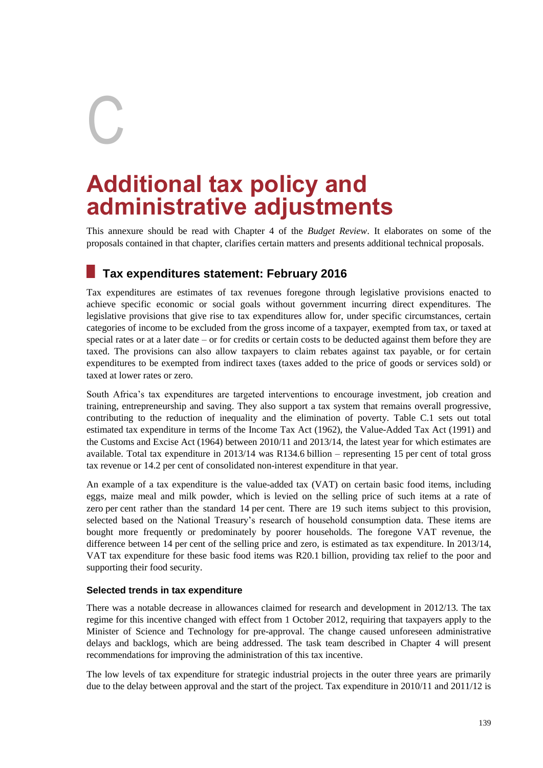# C

# Additional tax policy and administrative adjustments

This annexure should be read with Chapter 4 of the *Budget Review*. It elaborates on some of the proposals contained in that chapter, clarifies certain matters and presents additional technical proposals.

## Tax expenditures statement: February 2016

Tax expenditures are estimates of tax revenues foregone through legislative provisions enacted to achieve specific economic or social goals without government incurring direct expenditures. The legislative provisions that give rise to tax expenditures allow for, under specific circumstances, certain categories of income to be excluded from the gross income of a taxpayer, exempted from tax, or taxed at special rates or at a later date – or for credits or certain costs to be deducted against them before they are taxed. The provisions can also allow taxpayers to claim rebates against tax payable, or for certain expenditures to be exempted from indirect taxes (taxes added to the price of goods or services sold) or taxed at lower rates or zero.

South Africa's tax expenditures are targeted interventions to encourage investment, job creation and training, entrepreneurship and saving. They also support a tax system that remains overall progressive, contributing to the reduction of inequality and the elimination of poverty. Table C.1 sets out total estimated tax expenditure in terms of the Income Tax Act (1962), the Value-Added Tax Act (1991) and the Customs and Excise Act (1964) between 2010/11 and 2013/14, the latest year for which estimates are available. Total tax expenditure in 2013/14 was R134.6 billion – representing 15 per cent of total gross tax revenue or 14.2 per cent of consolidated non-interest expenditure in that year.

An example of a tax expenditure is the value-added tax (VAT) on certain basic food items, including eggs, maize meal and milk powder, which is levied on the selling price of such items at a rate of zero per cent rather than the standard 14 per cent. There are 19 such items subject to this provision, selected based on the National Treasury's research of household consumption data. These items are bought more frequently or predominately by poorer households. The foregone VAT revenue, the difference between 14 per cent of the selling price and zero, is estimated as tax expenditure. In 2013/14, VAT tax expenditure for these basic food items was R20.1 billion, providing tax relief to the poor and supporting their food security.

### Selected trends in tax expenditure

There was a notable decrease in allowances claimed for research and development in 2012/13. The tax regime for this incentive changed with effect from 1 October 2012, requiring that taxpayers apply to the Minister of Science and Technology for pre-approval. The change caused unforeseen administrative delays and backlogs, which are being addressed. The task team described in Chapter 4 will present recommendations for improving the administration of this tax incentive.

The low levels of tax expenditure for strategic industrial projects in the outer three years are primarily due to the delay between approval and the start of the project. Tax expenditure in 2010/11 and 2011/12 is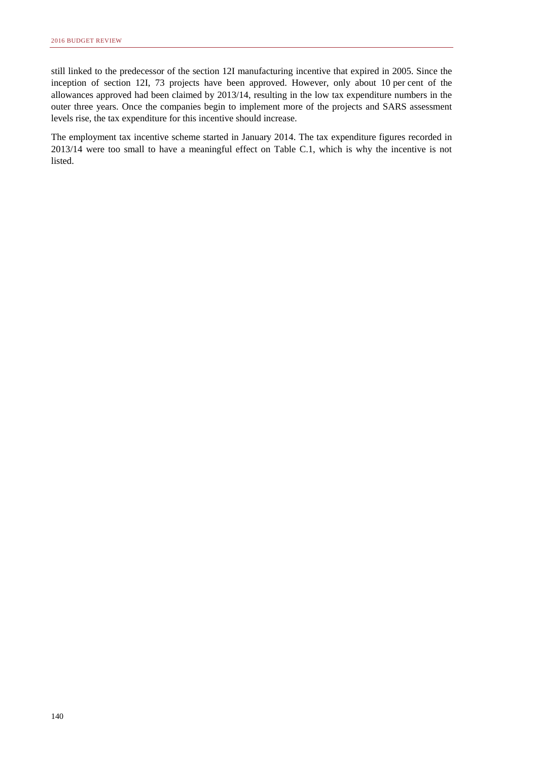still linked to the predecessor of the section 12I manufacturing incentive that expired in 2005. Since the inception of section 12I, 73 projects have been approved. However, only about 10 per cent of the allowances approved had been claimed by 2013/14, resulting in the low tax expenditure numbers in the outer three years. Once the companies begin to implement more of the projects and SARS assessment levels rise, the tax expenditure for this incentive should increase.

The employment tax incentive scheme started in January 2014. The tax expenditure figures recorded in 2013/14 were too small to have a meaningful effect on Table C.1, which is why the incentive is not listed.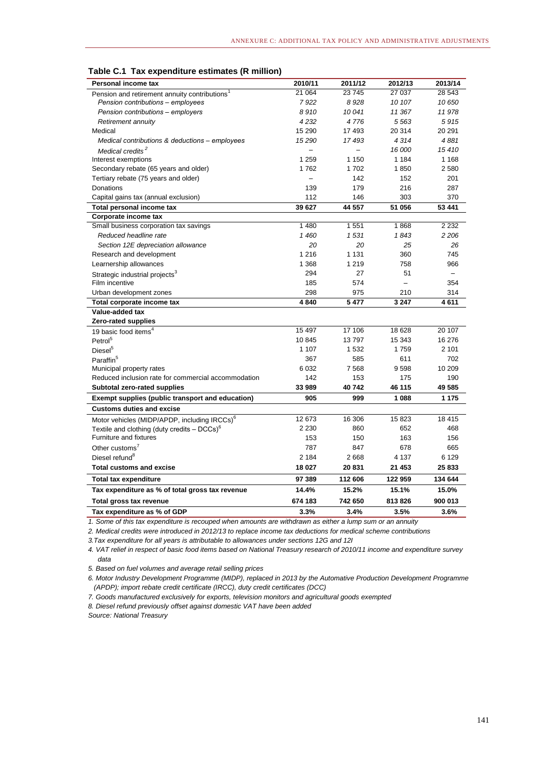**Table C.1 Tax expenditure estimates (R million)**

| Personal income tax | 2010/11 | 2011/12 | 2012/13 | 2013/14 |
|---|---|---|---|---|
| Pension and retirement annuity contributions[1] | 21 064 | 23 745 | 27 037 | 28 543 |
| *Pension contributions – employees* | *7 922* | *8 928* | *10 107* | *10 650* |
| *Pension contributions – employers* | *8 910* | *10 041* | *11 367* | *11 978* |
| *Retirement annuity* | *4 232* | *4 776* | *5 563* | *5 915* |
| Medical | 15 290 | 17 493 | 20 314 | 20 291 |
| *Medical contributions & deductions – employees* | *15 290* | *17 493* | *4 314* | *4 881* |
| *Medical credits[2]* | – | – | *16 000* | *15 410* |
| Interest exemptions | 1 259 | 1 150 | 1 184 | 1 168 |
| Secondary rebate (65 years and older) | 1 762 | 1 702 | 1 850 | 2 580 |
| Tertiary rebate (75 years and older) | – | 142 | 152 | 201 |
| Donations | 139 | 179 | 216 | 287 |
| Capital gains tax (annual exclusion) | 112 | 146 | 303 | 370 |
| **Total personal income tax** | **39 627** | **44 557** | **51 056** | **53 441** |
| **Corporate income tax** | | | | |
| Small business corporation tax savings | 1 480 | 1 551 | 1 868 | 2 232 |
| *Reduced headline rate* | *1 460* | *1 531* | *1 843* | *2 206* |
| *Section 12E depreciation allowance* | *20* | *20* | *25* | *26* |
| Research and development | 1 216 | 1 131 | 360 | 745 |
| Learnership allowances | 1 368 | 1 219 | 758 | 966 |
| Strategic industrial projects[3] | 294 | 27 | 51 | – |
| Film incentive | 185 | 574 | – | 354 |
| Urban development zones | 298 | 975 | 210 | 314 |
| **Total corporate income tax** | **4 840** | **5 477** | **3 247** | **4 611** |
| **Value-added tax** | | | | |
| **Zero-rated supplies** | | | | |
| 19 basic food items[4] | 15 497 | 17 106 | 18 628 | 20 107 |
| Petrol[5] | 10 845 | 13 797 | 15 343 | 16 276 |
| Diesel[5] | 1 107 | 1 532 | 1 759 | 2 101 |
| Paraffin[5] | 367 | 585 | 611 | 702 |
| Municipal property rates | 6 032 | 7 568 | 9 598 | 10 209 |
| Reduced inclusion rate for commercial accommodation | 142 | 153 | 175 | 190 |
| **Subtotal zero-rated supplies** | **33 989** | **40 742** | **46 115** | **49 585** |
| **Exempt supplies (public transport and education)** | **905** | **999** | **1 088** | **1 175** |
| **Customs duties and excise** | | | | |
| Motor vehicles (MIDP/APDP, including IRCCs)[6] | 12 673 | 16 306 | 15 823 | 18 415 |
| Textile and clothing (duty credits – DCCs)[6] | 2 230 | 860 | 652 | 468 |
| Furniture and fixtures | 153 | 150 | 163 | 156 |
| Other customs[7] | 787 | 847 | 678 | 665 |
| Diesel refund[8] | 2 184 | 2 668 | 4 137 | 6 129 |
| **Total customs and excise** | **18 027** | **20 831** | **21 453** | **25 833** |
| **Total tax expenditure** | **97 389** | **112 606** | **122 959** | **134 644** |
| **Tax expenditure as % of total gross tax revenue** | **14.4%** | **15.2%** | **15.1%** | **15.0%** |
| **Total gross tax revenue** | **674 183** | **742 650** | **813 826** | **900 013** |
| **Tax expenditure as % of GDP** | **3.3%** | **3.4%** | **3.5%** | **3.6%** |

*1. Some of this tax expenditure is recouped when amounts are withdrawn as either a lump sum or an annuity*

*2. Medical credits were introduced in 2012/13 to replace income tax deductions for medical scheme contributions*

*3. Tax expenditure for all years is attributable to allowances under sections 12G and 12I*

*4. VAT relief in respect of basic food items based on National Treasury research of 2010/11 income and expenditure survey data*

*5. Based on fuel volumes and average retail selling prices*

*6. Motor Industry Development Programme (MIDP), replaced in 2013 by the Automative Production Development Programme (APDP); import rebate credit certificate (IRCC), duty credit certificates (DCC)*

*7. Goods manufactured exclusively for exports, television monitors and agricultural goods exempted*

*8. Diesel refund previously offset against domestic VAT have been added*

*Source: National Treasury*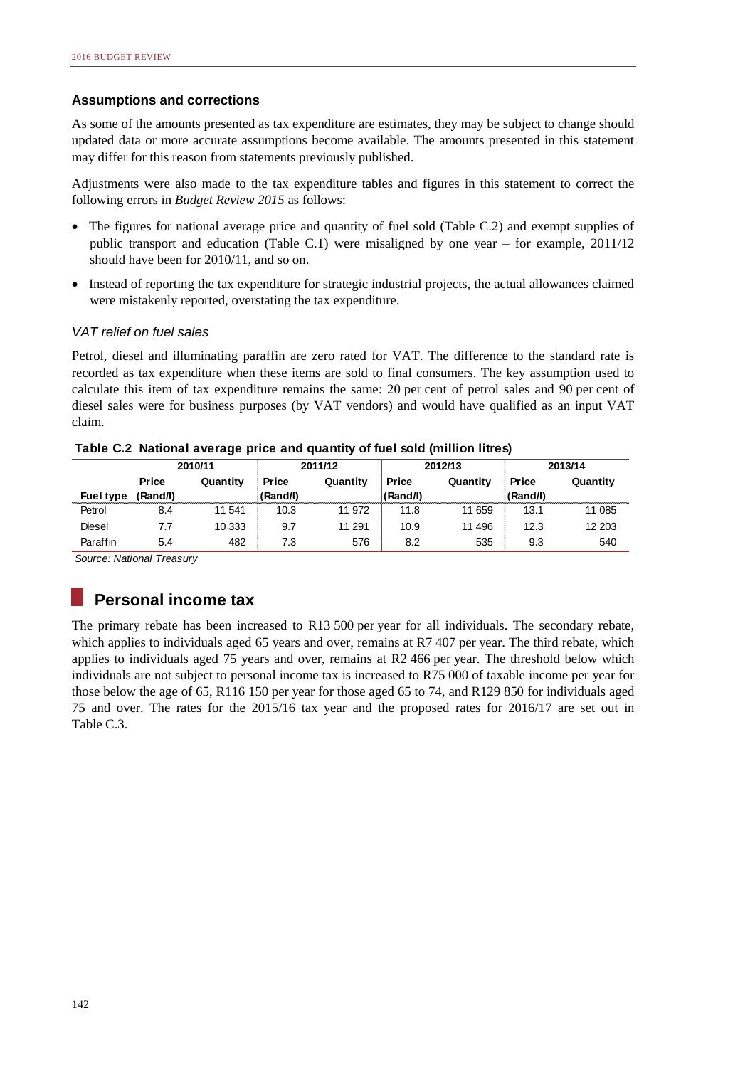### Assumptions and corrections

As some of the amounts presented as tax expenditure are estimates, they may be subject to change should updated data or more accurate assumptions become available. The amounts presented in this statement may differ for this reason from statements previously published.

Adjustments were also made to the tax expenditure tables and figures in this statement to correct the following errors in *Budget Review 2015* as follows:

- The figures for national average price and quantity of fuel sold (Table C.2) and exempt supplies of public transport and education (Table C.1) were misaligned by one year – for example, 2011/12 should have been for 2010/11, and so on.
- Instead of reporting the tax expenditure for strategic industrial projects, the actual allowances claimed were mistakenly reported, overstating the tax expenditure.

#### *VAT relief on fuel sales*

Petrol, diesel and illuminating paraffin are zero rated for VAT. The difference to the standard rate is recorded as tax expenditure when these items are sold to final consumers. The key assumption used to calculate this item of tax expenditure remains the same: 20 per cent of petrol sales and 90 per cent of diesel sales were for business purposes (by VAT vendors) and would have qualified as an input VAT claim.

**Table C.2 National average price and quantity of fuel sold (million litres)**

| | 2010/11 | | 2011/12 | | 2012/13 | | 2013/14 | |
|---|---|---|---|---|---|---|---|---|
| **Fuel type** | **Price (Rand/l)** | **Quantity** | **Price (Rand/l)** | **Quantity** | **Price (Rand/l)** | **Quantity** | **Price (Rand/l)** | **Quantity** |
| Petrol | 8.4 | 11 541 | 10.3 | 11 972 | 11.8 | 11 659 | 13.1 | 11 085 |
| Diesel | 7.7 | 10 333 | 9.7 | 11 291 | 10.9 | 11 496 | 12.3 | 12 203 |
| Paraffin | 5.4 | 482 | 7.3 | 576 | 8.2 | 535 | 9.3 | 540 |

*Source: National Treasury*

## Personal income tax

The primary rebate has been increased to R13 500 per year for all individuals. The secondary rebate, which applies to individuals aged 65 years and over, remains at R7 407 per year. The third rebate, which applies to individuals aged 75 years and over, remains at R2 466 per year. The threshold below which individuals are not subject to personal income tax is increased to R75 000 of taxable income per year for those below the age of 65, R116 150 per year for those aged 65 to 74, and R129 850 for individuals aged 75 and over. The rates for the 2015/16 tax year and the proposed rates for 2016/17 are set out in Table C.3.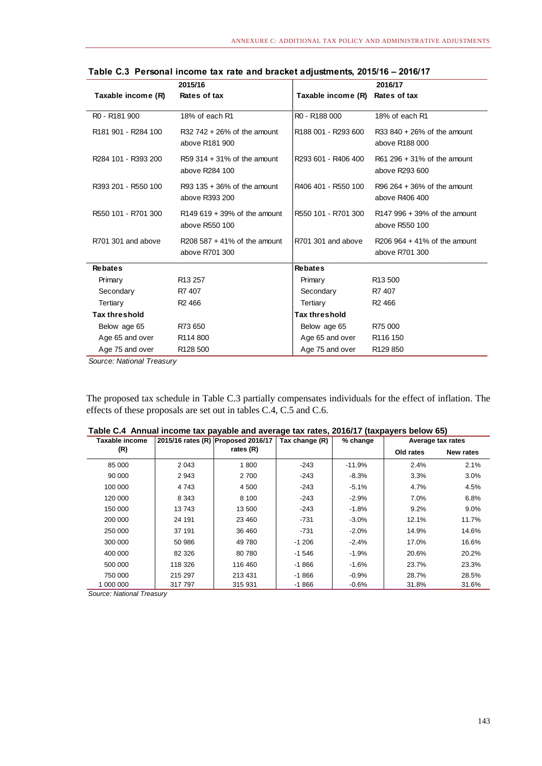**Table C.3 Personal income tax rate and bracket adjustments, 2015/16 – 2016/17**

| 2015/16 | | 2016/17 | |
|---|---|---|---|
| **Taxable income (R)** | **Rates of tax** | **Taxable income (R)** | **Rates of tax** |
| R0 - R181 900 | 18% of each R1 | R0 - R188 000 | 18% of each R1 |
| R181 901 - R284 100 | R32 742 + 26% of the amount above R181 900 | R188 001 - R293 600 | R33 840 + 26% of the amount above R188 000 |
| R284 101 - R393 200 | R59 314 + 31% of the amount above R284 100 | R293 601 - R406 400 | R61 296 + 31% of the amount above R293 600 |
| R393 201 - R550 100 | R93 135 + 36% of the amount above R393 200 | R406 401 - R550 100 | R96 264 + 36% of the amount above R406 400 |
| R550 101 - R701 300 | R149 619 + 39% of the amount above R550 100 | R550 101 - R701 300 | R147 996 + 39% of the amount above R550 100 |
| R701 301 and above | R208 587 + 41% of the amount above R701 300 | R701 301 and above | R206 964 + 41% of the amount above R701 300 |
| **Rebates** | | **Rebates** | |
| Primary | R13 257 | Primary | R13 500 |
| Secondary | R7 407 | Secondary | R7 407 |
| Tertiary | R2 466 | Tertiary | R2 466 |
| **Tax threshold** | | **Tax threshold** | |
| Below age 65 | R73 650 | Below age 65 | R75 000 |
| Age 65 and over | R114 800 | Age 65 and over | R116 150 |
| Age 75 and over | R128 500 | Age 75 and over | R129 850 |

*Source: National Treasury*

The proposed tax schedule in Table C.3 partially compensates individuals for the effect of inflation. The effects of these proposals are set out in tables C.4, C.5 and C.6.

**Table C.4 Annual income tax payable and average tax rates, 2016/17 (taxpayers below 65)**

| Taxable income (R) | 2015/16 rates (R) | Proposed 2016/17 rates (R) | Tax change (R) | % change | Average tax rates | |
|---|---|---|---|---|---|---|
| | | | | | Old rates | New rates |
| 85 000 | 2 043 | 1 800 | -243 | -11.9% | 2.4% | 2.1% |
| 90 000 | 2 943 | 2 700 | -243 | -8.3% | 3.3% | 3.0% |
| 100 000 | 4 743 | 4 500 | -243 | -5.1% | 4.7% | 4.5% |
| 120 000 | 8 343 | 8 100 | -243 | -2.9% | 7.0% | 6.8% |
| 150 000 | 13 743 | 13 500 | -243 | -1.8% | 9.2% | 9.0% |
| 200 000 | 24 191 | 23 460 | -731 | -3.0% | 12.1% | 11.7% |
| 250 000 | 37 191 | 36 460 | -731 | -2.0% | 14.9% | 14.6% |
| 300 000 | 50 986 | 49 780 | -1 206 | -2.4% | 17.0% | 16.6% |
| 400 000 | 82 326 | 80 780 | -1 546 | -1.9% | 20.6% | 20.2% |
| 500 000 | 118 326 | 116 460 | -1 866 | -1.6% | 23.7% | 23.3% |
| 750 000 | 215 297 | 213 431 | -1 866 | -0.9% | 28.7% | 28.5% |
| 1 000 000 | 317 797 | 315 931 | -1 866 | -0.6% | 31.8% | 31.6% |

*Source: National Treasury*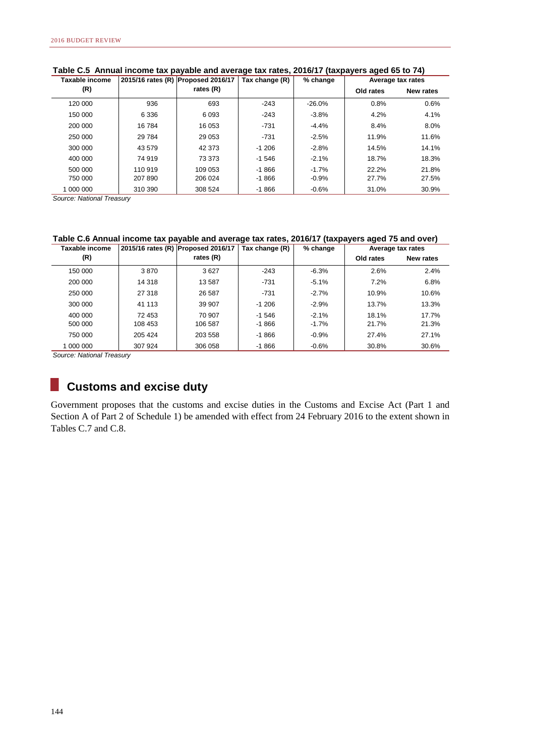**Table C.5 Annual income tax payable and average tax rates, 2016/17 (taxpayers aged 65 to 74)**

| Taxable income (R) | 2015/16 rates (R) | Proposed 2016/17 rates (R) | Tax change (R) | % change | Average tax rates | |
|---|---|---|---|---|---|---|
| | | | | | Old rates | New rates |
| 120 000 | 936 | 693 | -243 | -26.0% | 0.8% | 0.6% |
| 150 000 | 6 336 | 6 093 | -243 | -3.8% | 4.2% | 4.1% |
| 200 000 | 16 784 | 16 053 | -731 | -4.4% | 8.4% | 8.0% |
| 250 000 | 29 784 | 29 053 | -731 | -2.5% | 11.9% | 11.6% |
| 300 000 | 43 579 | 42 373 | -1 206 | -2.8% | 14.5% | 14.1% |
| 400 000 | 74 919 | 73 373 | -1 546 | -2.1% | 18.7% | 18.3% |
| 500 000 | 110 919 | 109 053 | -1 866 | -1.7% | 22.2% | 21.8% |
| 750 000 | 207 890 | 206 024 | -1 866 | -0.9% | 27.7% | 27.5% |
| 1 000 000 | 310 390 | 308 524 | -1 866 | -0.6% | 31.0% | 30.9% |

*Source: National Treasury*

**Table C.6 Annual income tax payable and average tax rates, 2016/17 (taxpayers aged 75 and over)**

| Taxable income (R) | 2015/16 rates (R) | Proposed 2016/17 rates (R) | Tax change (R) | % change | Average tax rates | |
|---|---|---|---|---|---|---|
| | | | | | Old rates | New rates |
| 150 000 | 3 870 | 3 627 | -243 | -6.3% | 2.6% | 2.4% |
| 200 000 | 14 318 | 13 587 | -731 | -5.1% | 7.2% | 6.8% |
| 250 000 | 27 318 | 26 587 | -731 | -2.7% | 10.9% | 10.6% |
| 300 000 | 41 113 | 39 907 | -1 206 | -2.9% | 13.7% | 13.3% |
| 400 000 | 72 453 | 70 907 | -1 546 | -2.1% | 18.1% | 17.7% |
| 500 000 | 108 453 | 106 587 | -1 866 | -1.7% | 21.7% | 21.3% |
| 750 000 | 205 424 | 203 558 | -1 866 | -0.9% | 27.4% | 27.1% |
| 1 000 000 | 307 924 | 306 058 | -1 866 | -0.6% | 30.8% | 30.6% |

*Source: National Treasury*

## Customs and excise duty

Government proposes that the customs and excise duties in the Customs and Excise Act (Part 1 and Section A of Part 2 of Schedule 1) be amended with effect from 24 February 2016 to the extent shown in Tables C.7 and C.8.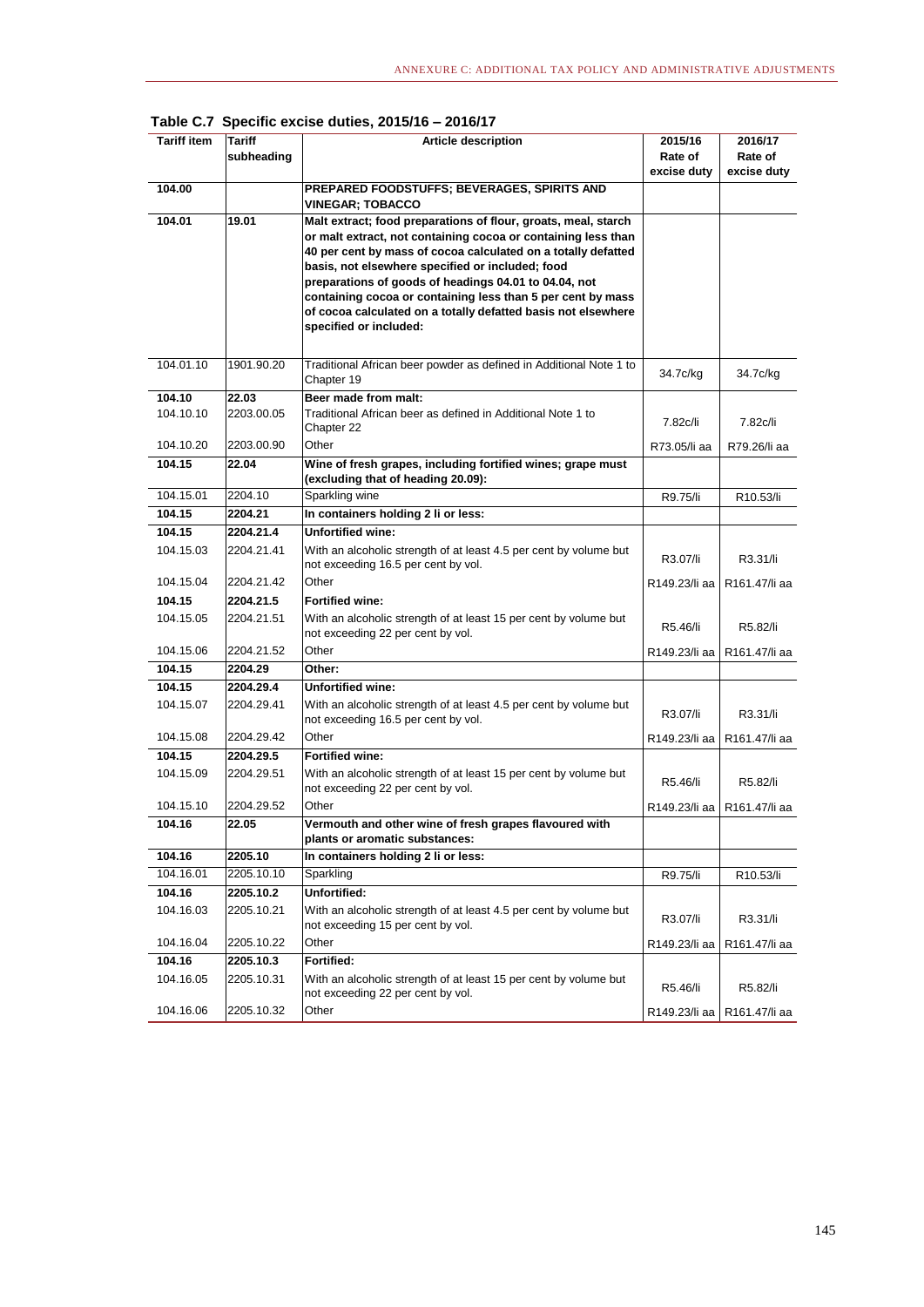**Table C.7 Specific excise duties, 2015/16 – 2016/17**

| Tariff item | Tariff subheading | Article description | 2015/16 Rate of excise duty | 2016/17 Rate of excise duty |
|---|---|---|---|---|
| **104.00** | | **PREPARED FOODSTUFFS; BEVERAGES, SPIRITS AND VINEGAR; TOBACCO** | | |
| **104.01** | **19.01** | **Malt extract; food preparations of flour, groats, meal, starch or malt extract, not containing cocoa or containing less than 40 per cent by mass of cocoa calculated on a totally defatted basis, not elsewhere specified or included; food preparations of goods of headings 04.01 to 04.04, not containing cocoa or containing less than 5 per cent by mass of cocoa calculated on a totally defatted basis not elsewhere specified or included:** | | |
| 104.01.10 | 1901.90.20 | Traditional African beer powder as defined in Additional Note 1 to Chapter 19 | 34.7c/kg | 34.7c/kg |
| **104.10** | **22.03** | **Beer made from malt:** | | |
| 104.10.10 | 2203.00.05 | Traditional African beer as defined in Additional Note 1 to Chapter 22 | 7.82c/li | 7.82c/li |
| 104.10.20 | 2203.00.90 | Other | R73.05/li aa | R79.26/li aa |
| **104.15** | **22.04** | **Wine of fresh grapes, including fortified wines; grape must (excluding that of heading 20.09):** | | |
| 104.15.01 | 2204.10 | Sparkling wine | R9.75/li | R10.53/li |
| **104.15** | **2204.21** | **In containers holding 2 li or less:** | | |
| **104.15** | **2204.21.4** | **Unfortified wine:** | | |
| 104.15.03 | 2204.21.41 | With an alcoholic strength of at least 4.5 per cent by volume but not exceeding 16.5 per cent by vol. | R3.07/li | R3.31/li |
| 104.15.04 | 2204.21.42 | Other | R149.23/li aa | R161.47/li aa |
| **104.15** | **2204.21.5** | **Fortified wine:** | | |
| 104.15.05 | 2204.21.51 | With an alcoholic strength of at least 15 per cent by volume but not exceeding 22 per cent by vol. | R5.46/li | R5.82/li |
| 104.15.06 | 2204.21.52 | Other | R149.23/li aa | R161.47/li aa |
| **104.15** | **2204.29** | **Other:** | | |
| **104.15** | **2204.29.4** | **Unfortified wine:** | | |
| 104.15.07 | 2204.29.41 | With an alcoholic strength of at least 4.5 per cent by volume but not exceeding 16.5 per cent by vol. | R3.07/li | R3.31/li |
| 104.15.08 | 2204.29.42 | Other | R149.23/li aa | R161.47/li aa |
| **104.15** | **2204.29.5** | **Fortified wine:** | | |
| 104.15.09 | 2204.29.51 | With an alcoholic strength of at least 15 per cent by volume but not exceeding 22 per cent by vol. | R5.46/li | R5.82/li |
| 104.15.10 | 2204.29.52 | Other | R149.23/li aa | R161.47/li aa |
| **104.16** | **22.05** | **Vermouth and other wine of fresh grapes flavoured with plants or aromatic substances:** | | |
| **104.16** | **2205.10** | **In containers holding 2 li or less:** | | |
| 104.16.01 | 2205.10.10 | Sparkling | R9.75/li | R10.53/li |
| **104.16** | **2205.10.2** | **Unfortified:** | | |
| 104.16.03 | 2205.10.21 | With an alcoholic strength of at least 4.5 per cent by volume but not exceeding 15 per cent by vol. | R3.07/li | R3.31/li |
| 104.16.04 | 2205.10.22 | Other | R149.23/li aa | R161.47/li aa |
| **104.16** | **2205.10.3** | **Fortified:** | | |
| 104.16.05 | 2205.10.31 | With an alcoholic strength of at least 15 per cent by volume but not exceeding 22 per cent by vol. | R5.46/li | R5.82/li |
| 104.16.06 | 2205.10.32 | Other | R149.23/li aa | R161.47/li aa |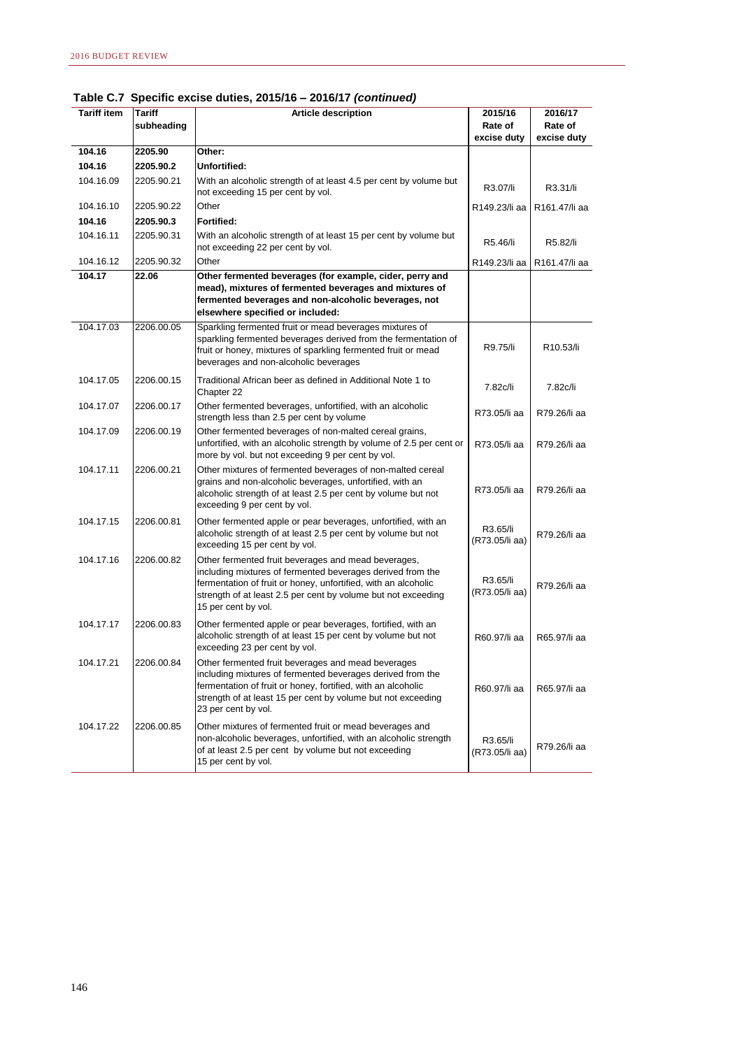**Table C.7 Specific excise duties, 2015/16 – 2016/17 *(continued)***

| Tariff item | Tariff subheading | Article description | 2015/16 Rate of excise duty | 2016/17 Rate of excise duty |
|---|---|---|---|---|
| **104.16** | **2205.90** | **Other:** | | |
| **104.16** | **2205.90.2** | **Unfortified:** | | |
| 104.16.09 | 2205.90.21 | With an alcoholic strength of at least 4.5 per cent by volume but not exceeding 15 per cent by vol. | R3.07/li | R3.31/li |
| 104.16.10 | 2205.90.22 | Other | R149.23/li aa | R161.47/li aa |
| **104.16** | **2205.90.3** | **Fortified:** | | |
| 104.16.11 | 2205.90.31 | With an alcoholic strength of at least 15 per cent by volume but not exceeding 22 per cent by vol. | R5.46/li | R5.82/li |
| 104.16.12 | 2205.90.32 | Other | R149.23/li aa | R161.47/li aa |
| **104.17** | **22.06** | **Other fermented beverages (for example, cider, perry and mead), mixtures of fermented beverages and mixtures of fermented beverages and non-alcoholic beverages, not elsewhere specified or included:** | | |
| 104.17.03 | 2206.00.05 | Sparkling fermented fruit or mead beverages mixtures of sparkling fermented beverages derived from the fermentation of fruit or honey, mixtures of sparkling fermented fruit or mead beverages and non-alcoholic beverages | R9.75/li | R10.53/li |
| 104.17.05 | 2206.00.15 | Traditional African beer as defined in Additional Note 1 to Chapter 22 | 7.82c/li | 7.82c/li |
| 104.17.07 | 2206.00.17 | Other fermented beverages, unfortified, with an alcoholic strength less than 2.5 per cent by volume | R73.05/li aa | R79.26/li aa |
| 104.17.09 | 2206.00.19 | Other fermented beverages of non-malted cereal grains, unfortified, with an alcoholic strength by volume of 2.5 per cent or more by vol. but not exceeding 9 per cent by vol. | R73.05/li aa | R79.26/li aa |
| 104.17.11 | 2206.00.21 | Other mixtures of fermented beverages of non-malted cereal grains and non-alcoholic beverages, unfortified, with an alcoholic strength of at least 2.5 per cent by volume but not exceeding 9 per cent by vol. | R73.05/li aa | R79.26/li aa |
| 104.17.15 | 2206.00.81 | Other fermented apple or pear beverages, unfortified, with an alcoholic strength of at least 2.5 per cent by volume but not exceeding 15 per cent by vol. | R3.65/li (R73.05/li aa) | R79.26/li aa |
| 104.17.16 | 2206.00.82 | Other fermented fruit beverages and mead beverages, including mixtures of fermented beverages derived from the fermentation of fruit or honey, unfortified, with an alcoholic strength of at least 2.5 per cent by volume but not exceeding 15 per cent by vol. | R3.65/li (R73.05/li aa) | R79.26/li aa |
| 104.17.17 | 2206.00.83 | Other fermented apple or pear beverages, fortified, with an alcoholic strength of at least 15 per cent by volume but not exceeding 23 per cent by vol. | R60.97/li aa | R65.97/li aa |
| 104.17.21 | 2206.00.84 | Other fermented fruit beverages and mead beverages including mixtures of fermented beverages derived from the fermentation of fruit or honey, fortified, with an alcoholic strength of at least 15 per cent by volume but not exceeding 23 per cent by vol. | R60.97/li aa | R65.97/li aa |
| 104.17.22 | 2206.00.85 | Other mixtures of fermented fruit or mead beverages and non-alcoholic beverages, unfortified, with an alcoholic strength of at least 2.5 per cent by volume but not exceeding 15 per cent by vol. | R3.65/li (R73.05/li aa) | R79.26/li aa |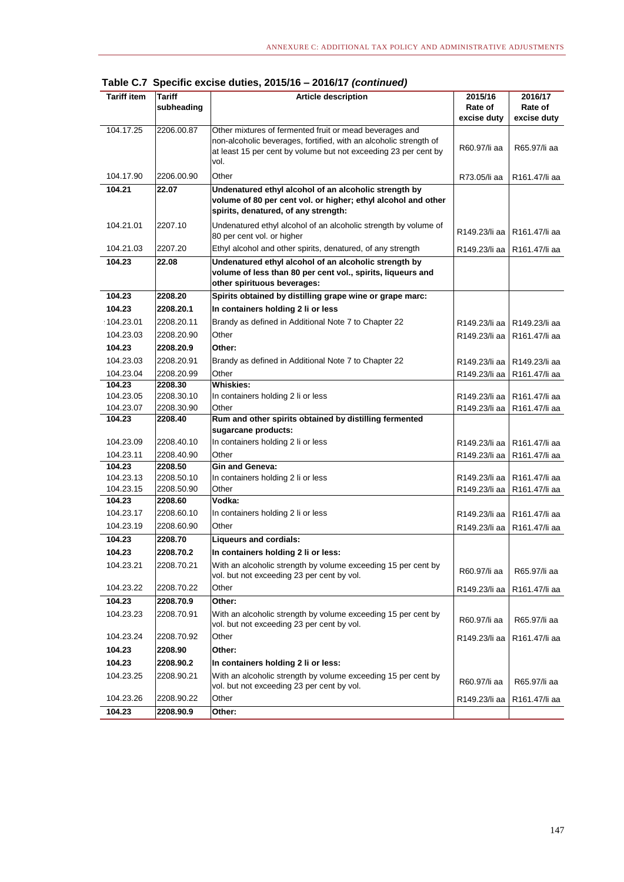**Table C.7 Specific excise duties, 2015/16 – 2016/17 *(continued)***

| Tariff item | Tariff subheading | Article description | 2015/16 Rate of excise duty | 2016/17 Rate of excise duty |
|---|---|---|---|---|
| 104.17.25 | 2206.00.87 | Other mixtures of fermented fruit or mead beverages and non-alcoholic beverages, fortified, with an alcoholic strength of at least 15 per cent by volume but not exceeding 23 per cent by vol. | R60.97/li aa | R65.97/li aa |
| 104.17.90 | 2206.00.90 | Other | R73.05/li aa | R161.47/li aa |
| **104.21** | **22.07** | **Undenatured ethyl alcohol of an alcoholic strength by volume of 80 per cent vol. or higher; ethyl alcohol and other spirits, denatured, of any strength:** | | |
| 104.21.01 | 2207.10 | Undenatured ethyl alcohol of an alcoholic strength by volume of 80 per cent vol. or higher | R149.23/li aa | R161.47/li aa |
| 104.21.03 | 2207.20 | Ethyl alcohol and other spirits, denatured, of any strength | R149.23/li aa | R161.47/li aa |
| **104.23** | **22.08** | **Undenatured ethyl alcohol of an alcoholic strength by volume of less than 80 per cent vol., spirits, liqueurs and other spirituous beverages:** | | |
| **104.23** | **2208.20** | **Spirits obtained by distilling grape wine or grape marc:** | | |
| **104.23** | **2208.20.1** | **In containers holding 2 li or less** | | |
| 104.23.01 | 2208.20.11 | Brandy as defined in Additional Note 7 to Chapter 22 | R149.23/li aa | R149.23/li aa |
| 104.23.03 | 2208.20.90 | Other | R149.23/li aa | R161.47/li aa |
| **104.23** | **2208.20.9** | **Other:** | | |
| 104.23.03 | 2208.20.91 | Brandy as defined in Additional Note 7 to Chapter 22 | R149.23/li aa | R149.23/li aa |
| 104.23.04 | 2208.20.99 | Other | R149.23/li aa | R161.47/li aa |
| **104.23** | **2208.30** | **Whiskies:** | | |
| 104.23.05 | 2208.30.10 | In containers holding 2 li or less | R149.23/li aa | R161.47/li aa |
| 104.23.07 | 2208.30.90 | Other | R149.23/li aa | R161.47/li aa |
| **104.23** | **2208.40** | **Rum and other spirits obtained by distilling fermented sugarcane products:** | | |
| 104.23.09 | 2208.40.10 | In containers holding 2 li or less | R149.23/li aa | R161.47/li aa |
| 104.23.11 | 2208.40.90 | Other | R149.23/li aa | R161.47/li aa |
| **104.23** | **2208.50** | **Gin and Geneva:** | | |
| 104.23.13 | 2208.50.10 | In containers holding 2 li or less | R149.23/li aa | R161.47/li aa |
| 104.23.15 | 2208.50.90 | Other | R149.23/li aa | R161.47/li aa |
| **104.23** | **2208.60** | **Vodka:** | | |
| 104.23.17 | 2208.60.10 | In containers holding 2 li or less | R149.23/li aa | R161.47/li aa |
| 104.23.19 | 2208.60.90 | Other | R149.23/li aa | R161.47/li aa |
| **104.23** | **2208.70** | **Liqueurs and cordials:** | | |
| **104.23** | **2208.70.2** | **In containers holding 2 li or less:** | | |
| 104.23.21 | 2208.70.21 | With an alcoholic strength by volume exceeding 15 per cent by vol. but not exceeding 23 per cent by vol. | R60.97/li aa | R65.97/li aa |
| 104.23.22 | 2208.70.22 | Other | R149.23/li aa | R161.47/li aa |
| **104.23** | **2208.70.9** | **Other:** | | |
| 104.23.23 | 2208.70.91 | With an alcoholic strength by volume exceeding 15 per cent by vol. but not exceeding 23 per cent by vol. | R60.97/li aa | R65.97/li aa |
| 104.23.24 | 2208.70.92 | Other | R149.23/li aa | R161.47/li aa |
| **104.23** | **2208.90** | **Other:** | | |
| **104.23** | **2208.90.2** | **In containers holding 2 li or less:** | | |
| 104.23.25 | 2208.90.21 | With an alcoholic strength by volume exceeding 15 per cent by vol. but not exceeding 23 per cent by vol. | R60.97/li aa | R65.97/li aa |
| 104.23.26 | 2208.90.22 | Other | R149.23/li aa | R161.47/li aa |
| **104.23** | **2208.90.9** | **Other:** | | |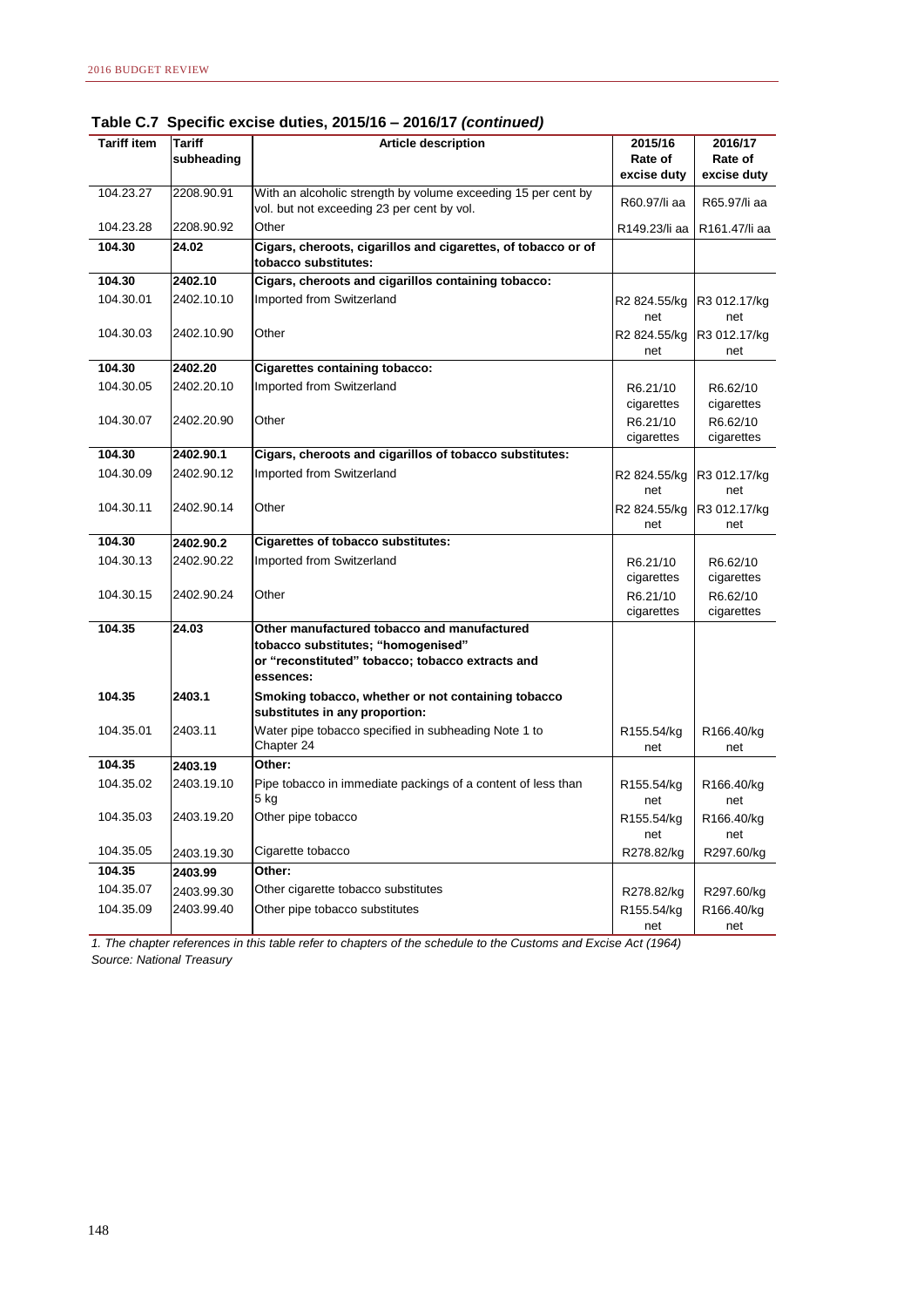**Table C.7 Specific excise duties, 2015/16 – 2016/17 *(continued)***

| Tariff item | Tariff subheading | Article description | 2015/16 Rate of excise duty | 2016/17 Rate of excise duty |
|---|---|---|---|---|
| 104.23.27 | 2208.90.91 | With an alcoholic strength by volume exceeding 15 per cent by vol. but not exceeding 23 per cent by vol. | R60.97/li aa | R65.97/li aa |
| 104.23.28 | 2208.90.92 | Other | R149.23/li aa | R161.47/li aa |
| **104.30** | **24.02** | **Cigars, cheroots, cigarillos and cigarettes, of tobacco or of tobacco substitutes:** | | |
| **104.30** | **2402.10** | **Cigars, cheroots and cigarillos containing tobacco:** | | |
| 104.30.01 | 2402.10.10 | Imported from Switzerland | R2 824.55/kg net | R3 012.17/kg net |
| 104.30.03 | 2402.10.90 | Other | R2 824.55/kg net | R3 012.17/kg net |
| **104.30** | **2402.20** | **Cigarettes containing tobacco:** | | |
| 104.30.05 | 2402.20.10 | Imported from Switzerland | R6.21/10 cigarettes | R6.62/10 cigarettes |
| 104.30.07 | 2402.20.90 | Other | R6.21/10 cigarettes | R6.62/10 cigarettes |
| **104.30** | **2402.90.1** | **Cigars, cheroots and cigarillos of tobacco substitutes:** | | |
| 104.30.09 | 2402.90.12 | Imported from Switzerland | R2 824.55/kg net | R3 012.17/kg net |
| 104.30.11 | 2402.90.14 | Other | R2 824.55/kg net | R3 012.17/kg net |
| **104.30** | **2402.90.2** | **Cigarettes of tobacco substitutes:** | | |
| 104.30.13 | 2402.90.22 | Imported from Switzerland | R6.21/10 cigarettes | R6.62/10 cigarettes |
| 104.30.15 | 2402.90.24 | Other | R6.21/10 cigarettes | R6.62/10 cigarettes |
| **104.35** | **24.03** | **Other manufactured tobacco and manufactured tobacco substitutes; "homogenised" or "reconstituted" tobacco; tobacco extracts and essences:** | | |
| **104.35** | **2403.1** | **Smoking tobacco, whether or not containing tobacco substitutes in any proportion:** | | |
| 104.35.01 | 2403.11 | Water pipe tobacco specified in subheading Note 1 to Chapter 24 | R155.54/kg net | R166.40/kg net |
| **104.35** | **2403.19** | **Other:** | | |
| 104.35.02 | 2403.19.10 | Pipe tobacco in immediate packings of a content of less than 5 kg | R155.54/kg net | R166.40/kg net |
| 104.35.03 | 2403.19.20 | Other pipe tobacco | R155.54/kg net | R166.40/kg net |
| 104.35.05 | 2403.19.30 | Cigarette tobacco | R278.82/kg | R297.60/kg |
| **104.35** | **2403.99** | **Other:** | | |
| 104.35.07 | 2403.99.30 | Other cigarette tobacco substitutes | R278.82/kg | R297.60/kg |
| 104.35.09 | 2403.99.40 | Other pipe tobacco substitutes | R155.54/kg net | R166.40/kg net |

*1. The chapter references in this table refer to chapters of the schedule to the Customs and Excise Act (1964)*
*Source: National Treasury*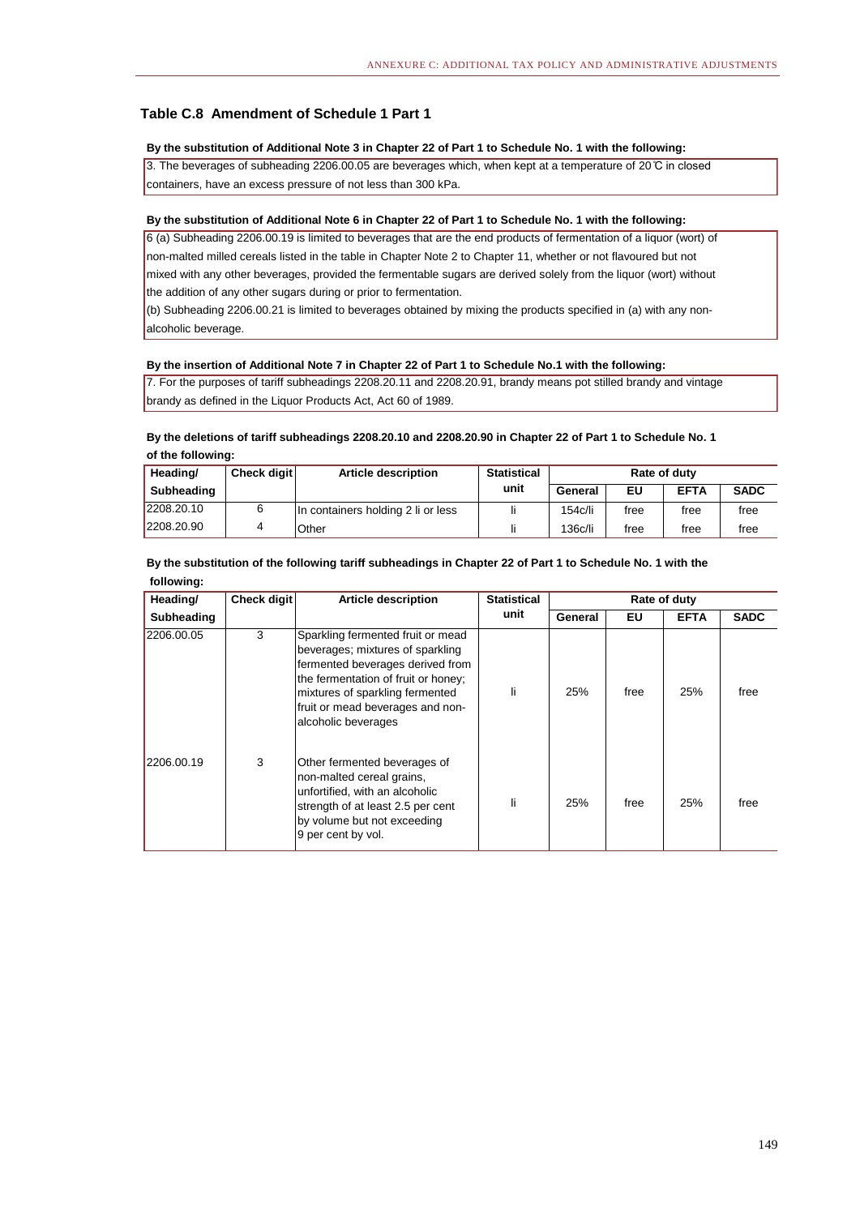## Table C.8 Amendment of Schedule 1 Part 1

**By the substitution of Additional Note 3 in Chapter 22 of Part 1 to Schedule No. 1 with the following:**

3. The beverages of subheading 2206.00.05 are beverages which, when kept at a temperature of 20℃ in closed containers, have an excess pressure of not less than 300 kPa.

**By the substitution of Additional Note 6 in Chapter 22 of Part 1 to Schedule No. 1 with the following:**

6 (a) Subheading 2206.00.19 is limited to beverages that are the end products of fermentation of a liquor (wort) of non-malted milled cereals listed in the table in Chapter Note 2 to Chapter 11, whether or not flavoured but not mixed with any other beverages, provided the fermentable sugars are derived solely from the liquor (wort) without the addition of any other sugars during or prior to fermentation.

(b) Subheading 2206.00.21 is limited to beverages obtained by mixing the products specified in (a) with any non-alcoholic beverage.

**By the insertion of Additional Note 7 in Chapter 22 of Part 1 to Schedule No.1 with the following:**

7. For the purposes of tariff subheadings 2208.20.11 and 2208.20.91, brandy means pot stilled brandy and vintage brandy as defined in the Liquor Products Act, Act 60 of 1989.

**By the deletions of tariff subheadings 2208.20.10 and 2208.20.90 in Chapter 22 of Part 1 to Schedule No. 1 of the following:**

| Heading/ | Check digit | Article description | Statistical | Rate of duty | | | |
|---|---|---|---|---|---|---|---|
| Subheading | | | unit | General | EU | EFTA | SADC |
| 2208.20.10 | 6 | In containers holding 2 li or less | li | 154c/li | free | free | free |
| 2208.20.90 | 4 | Other | li | 136c/li | free | free | free |

**By the substitution of the following tariff subheadings in Chapter 22 of Part 1 to Schedule No. 1 with the following:**

| Heading/ | Check digit | Article description | Statistical | Rate of duty | | | |
|---|---|---|---|---|---|---|---|
| Subheading | | | unit | General | EU | EFTA | SADC |
| 2206.00.05 | 3 | Sparkling fermented fruit or mead beverages; mixtures of sparkling fermented beverages derived from the fermentation of fruit or honey; mixtures of sparkling fermented fruit or mead beverages and non-alcoholic beverages | li | 25% | free | 25% | free |
| 2206.00.19 | 3 | Other fermented beverages of non-malted cereal grains, unfortified, with an alcoholic strength of at least 2.5 per cent by volume but not exceeding 9 per cent by vol. | li | 25% | free | 25% | free |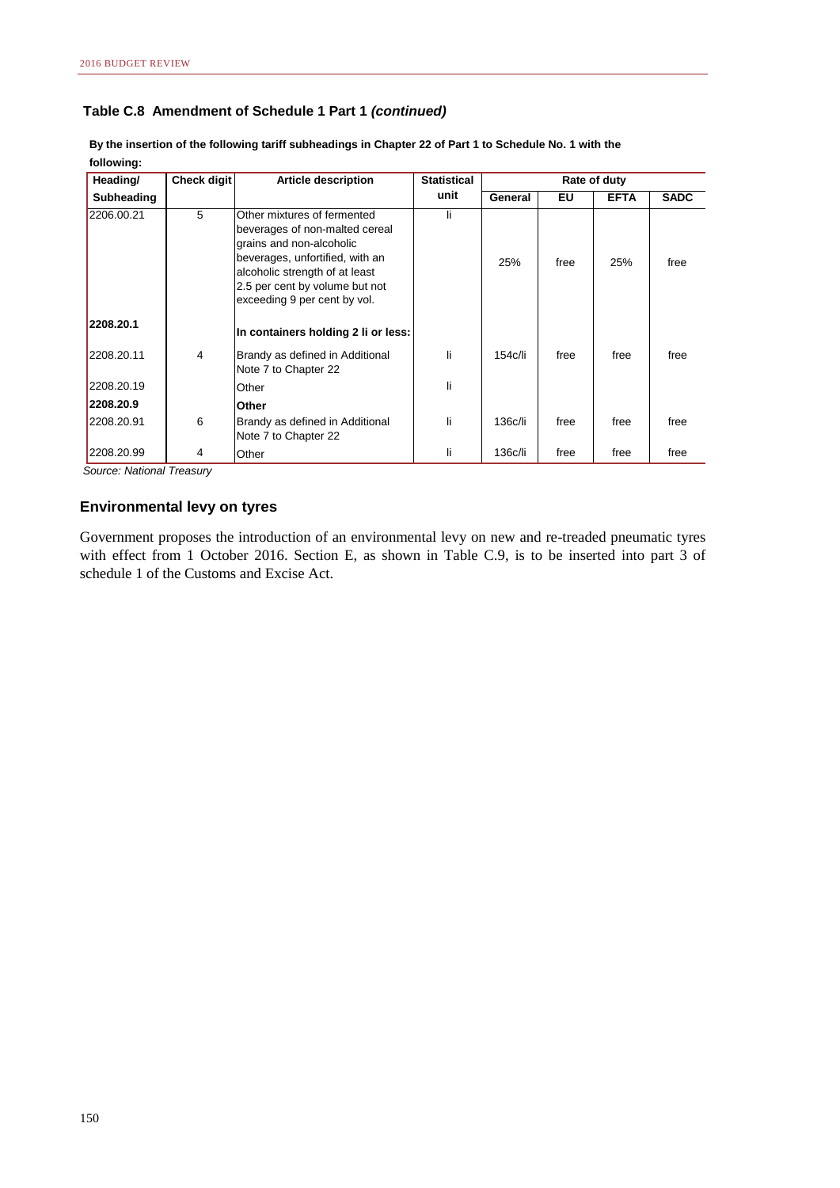### Table C.8 Amendment of Schedule 1 Part 1 *(continued)*

**By the insertion of the following tariff subheadings in Chapter 22 of Part 1 to Schedule No. 1 with the following:**

| Heading/ Subheading | Check digit | Article description | Statistical unit | Rate of duty | | | |
|---|---|---|---|---|---|---|---|
| | | | | General | EU | EFTA | SADC |
| 2206.00.21 | 5 | Other mixtures of fermented beverages of non-malted cereal grains and non-alcoholic beverages, unfortified, with an alcoholic strength of at least 2.5 per cent by volume but not exceeding 9 per cent by vol. | li | 25% | free | 25% | free |
| **2208.20.1** | | **In containers holding 2 li or less:** | | | | | |
| 2208.20.11 | 4 | Brandy as defined in Additional Note 7 to Chapter 22 | li | 154c/li | free | free | free |
| 2208.20.19 | | Other | li | | | | |
| **2208.20.9** | | **Other** | | | | | |
| 2208.20.91 | 6 | Brandy as defined in Additional Note 7 to Chapter 22 | li | 136c/li | free | free | free |
| 2208.20.99 | 4 | Other | li | 136c/li | free | free | free |

*Source: National Treasury*

### Environmental levy on tyres

Government proposes the introduction of an environmental levy on new and re-treaded pneumatic tyres with effect from 1 October 2016. Section E, as shown in Table C.9, is to be inserted into part 3 of schedule 1 of the Customs and Excise Act.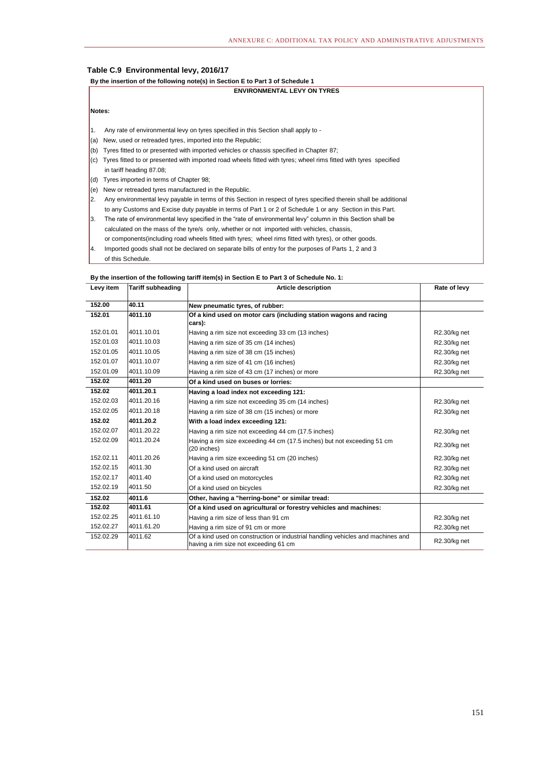### Table C.9 Environmental levy, 2016/17

**By the insertion of the following note(s) in Section E to Part 3 of Schedule 1**

**ENVIRONMENTAL LEVY ON TYRES**

**Notes:**

1. Any rate of environmental levy on tyres specified in this Section shall apply to -

(a) New, used or retreaded tyres, imported into the Republic;

(b) Tyres fitted to or presented with imported vehicles or chassis specified in Chapter 87;

(c) Tyres fitted to or presented with imported road wheels fitted with tyres; wheel rims fitted with tyres specified in tariff heading 87.08;

(d) Tyres imported in terms of Chapter 98;

(e) New or retreaded tyres manufactured in the Republic.

2. Any environmental levy payable in terms of this Section in respect of tyres specified therein shall be additional to any Customs and Excise duty payable in terms of Part 1 or 2 of Schedule 1 or any Section in this Part.

3. The rate of environmental levy specified in the "rate of environmental levy" column in this Section shall be calculated on the mass of the tyre/s only, whether or not imported with vehicles, chassis, or components(including road wheels fitted with tyres; wheel rims fitted with tyres), or other goods.

4. Imported goods shall not be declared on separate bills of entry for the purposes of Parts 1, 2 and 3 of this Schedule.

**By the insertion of the following tariff item(s) in Section E to Part 3 of Schedule No. 1:**

| Levy item | Tariff subheading | Article description | Rate of levy |
|---|---|---|---|
| **152.00** | **40.11** | **New pneumatic tyres, of rubber:** | |
| **152.01** | **4011.10** | **Of a kind used on motor cars (including station wagons and racing cars):** | |
| 152.01.01 | 4011.10.01 | Having a rim size not exceeding 33 cm (13 inches) | R2.30/kg net |
| 152.01.03 | 4011.10.03 | Having a rim size of 35 cm (14 inches) | R2.30/kg net |
| 152.01.05 | 4011.10.05 | Having a rim size of 38 cm (15 inches) | R2.30/kg net |
| 152.01.07 | 4011.10.07 | Having a rim size of 41 cm (16 inches) | R2.30/kg net |
| 152.01.09 | 4011.10.09 | Having a rim size of 43 cm (17 inches) or more | R2.30/kg net |
| **152.02** | **4011.20** | **Of a kind used on buses or lorries:** | |
| **152.02** | **4011.20.1** | **Having a load index not exceeding 121:** | |
| 152.02.03 | 4011.20.16 | Having a rim size not exceeding 35 cm (14 inches) | R2.30/kg net |
| 152.02.05 | 4011.20.18 | Having a rim size of 38 cm (15 inches) or more | R2.30/kg net |
| **152.02** | **4011.20.2** | **With a load index exceeding 121:** | |
| 152.02.07 | 4011.20.22 | Having a rim size not exceeding 44 cm (17.5 inches) | R2.30/kg net |
| 152.02.09 | 4011.20.24 | Having a rim size exceeding 44 cm (17.5 inches) but not exceeding 51 cm (20 inches) | R2.30/kg net |
| 152.02.11 | 4011.20.26 | Having a rim size exceeding 51 cm (20 inches) | R2.30/kg net |
| 152.02.15 | 4011.30 | Of a kind used on aircraft | R2.30/kg net |
| 152.02.17 | 4011.40 | Of a kind used on motorcycles | R2.30/kg net |
| 152.02.19 | 4011.50 | Of a kind used on bicycles | R2.30/kg net |
| **152.02** | **4011.6** | **Other, having a "herring-bone" or similar tread:** | |
| **152.02** | **4011.61** | **Of a kind used on agricultural or forestry vehicles and machines:** | |
| 152.02.25 | 4011.61.10 | Having a rim size of less than 91 cm | R2.30/kg net |
| 152.02.27 | 4011.61.20 | Having a rim size of 91 cm or more | R2.30/kg net |
| 152.02.29 | 4011.62 | Of a kind used on construction or industrial handling vehicles and machines and having a rim size not exceeding 61 cm | R2.30/kg net |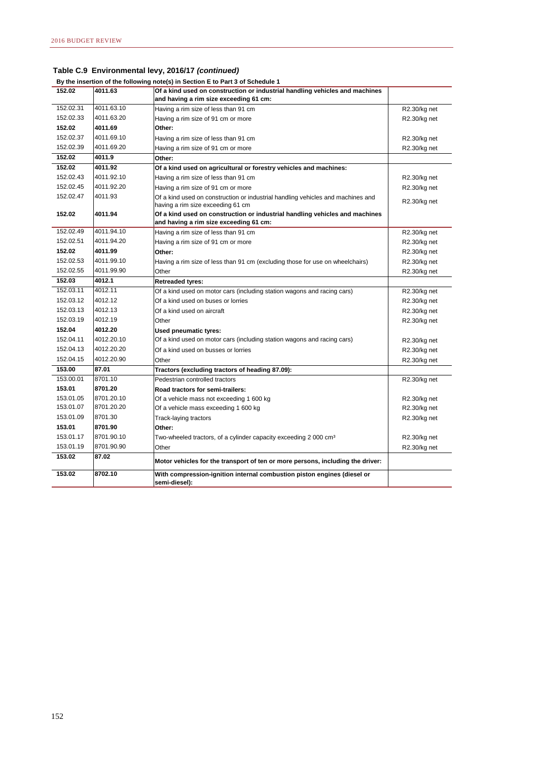**Table C.9 Environmental levy, 2016/17 *(continued)***

**By the insertion of the following note(s) in Section E to Part 3 of Schedule 1**

| | | | |
|---|---|---|---|
| **152.02** | **4011.63** | **Of a kind used on construction or industrial handling vehicles and machines and having a rim size exceeding 61 cm:** | |
| 152.02.31 | 4011.63.10 | Having a rim size of less than 91 cm | R2.30/kg net |
| 152.02.33 | 4011.63.20 | Having a rim size of 91 cm or more | R2.30/kg net |
| **152.02** | **4011.69** | **Other:** | |
| 152.02.37 | 4011.69.10 | Having a rim size of less than 91 cm | R2.30/kg net |
| 152.02.39 | 4011.69.20 | Having a rim size of 91 cm or more | R2.30/kg net |
| **152.02** | **4011.9** | **Other:** | |
| **152.02** | **4011.92** | **Of a kind used on agricultural or forestry vehicles and machines:** | |
| 152.02.43 | 4011.92.10 | Having a rim size of less than 91 cm | R2.30/kg net |
| 152.02.45 | 4011.92.20 | Having a rim size of 91 cm or more | R2.30/kg net |
| 152.02.47 | 4011.93 | Of a kind used on construction or industrial handling vehicles and machines and having a rim size exceeding 61 cm | R2.30/kg net |
| **152.02** | **4011.94** | **Of a kind used on construction or industrial handling vehicles and machines and having a rim size exceeding 61 cm:** | |
| 152.02.49 | 4011.94.10 | Having a rim size of less than 91 cm | R2.30/kg net |
| 152.02.51 | 4011.94.20 | Having a rim size of 91 cm or more | R2.30/kg net |
| **152.02** | **4011.99** | **Other:** | R2.30/kg net |
| 152.02.53 | 4011.99.10 | Having a rim size of less than 91 cm (excluding those for use on wheelchairs) | R2.30/kg net |
| 152.02.55 | 4011.99.90 | Other | R2.30/kg net |
| **152.03** | **4012.1** | **Retreaded tyres:** | |
| 152.03.11 | 4012.11 | Of a kind used on motor cars (including station wagons and racing cars) | R2.30/kg net |
| 152.03.12 | 4012.12 | Of a kind used on buses or lorries | R2.30/kg net |
| 152.03.13 | 4012.13 | Of a kind used on aircraft | R2.30/kg net |
| 152.03.19 | 4012.19 | Other | R2.30/kg net |
| **152.04** | **4012.20** | **Used pneumatic tyres:** | |
| 152.04.11 | 4012.20.10 | Of a kind used on motor cars (including station wagons and racing cars) | R2.30/kg net |
| 152.04.13 | 4012.20.20 | Of a kind used on busses or lorries | R2.30/kg net |
| 152.04.15 | 4012.20.90 | Other | R2.30/kg net |
| **153.00** | **87.01** | **Tractors (excluding tractors of heading 87.09):** | |
| 153.00.01 | 8701.10 | Pedestrian controlled tractors | R2.30/kg net |
| **153.01** | **8701.20** | **Road tractors for semi-trailers:** | |
| 153.01.05 | 8701.20.10 | Of a vehicle mass not exceeding 1 600 kg | R2.30/kg net |
| 153.01.07 | 8701.20.20 | Of a vehicle mass exceeding 1 600 kg | R2.30/kg net |
| 153.01.09 | 8701.30 | Track-laying tractors | R2.30/kg net |
| **153.01** | **8701.90** | **Other:** | |
| 153.01.17 | 8701.90.10 | Two-wheeled tractors, of a cylinder capacity exceeding 2 000 cm³ | R2.30/kg net |
| 153.01.19 | 8701.90.90 | Other | R2.30/kg net |
| **153.02** | **87.02** | **Motor vehicles for the transport of ten or more persons, including the driver:** | |
| **153.02** | **8702.10** | **With compression-ignition internal combustion piston engines (diesel or semi-diesel):** | |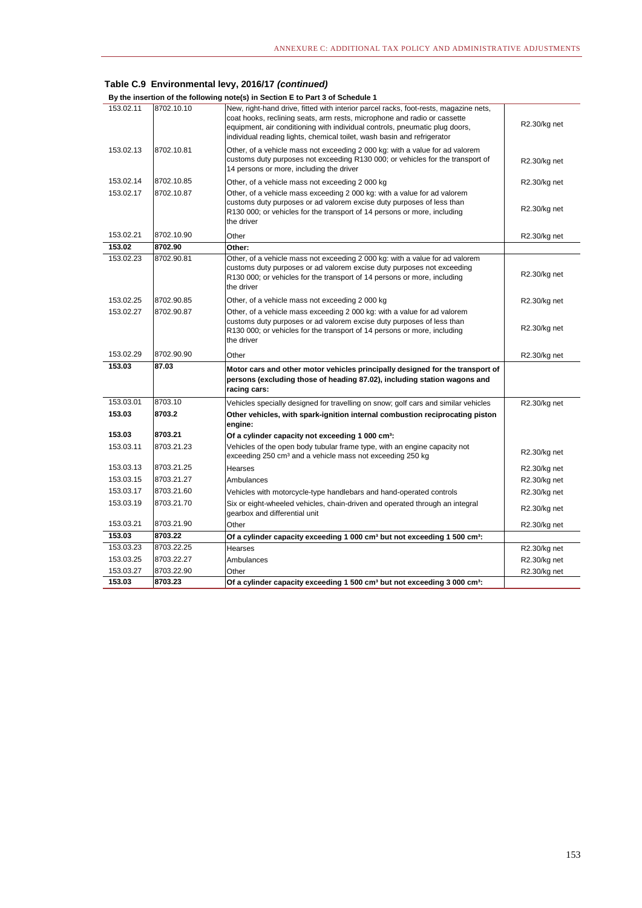### Table C.9 Environmental levy, 2016/17 *(continued)*

**By the insertion of the following note(s) in Section E to Part 3 of Schedule 1**

| | | | |
|---|---|---|---|
| 153.02.11 | 8702.10.10 | New, right-hand drive, fitted with interior parcel racks, foot-rests, magazine nets, coat hooks, reclining seats, arm rests, microphone and radio or cassette equipment, air conditioning with individual controls, pneumatic plug doors, individual reading lights, chemical toilet, wash basin and refrigerator | R2.30/kg net |
| 153.02.13 | 8702.10.81 | Other, of a vehicle mass not exceeding 2 000 kg: with a value for ad valorem customs duty purposes not exceeding R130 000; or vehicles for the transport of 14 persons or more, including the driver | R2.30/kg net |
| 153.02.14 | 8702.10.85 | Other, of a vehicle mass not exceeding 2 000 kg | R2.30/kg net |
| 153.02.17 | 8702.10.87 | Other, of a vehicle mass exceeding 2 000 kg: with a value for ad valorem customs duty purposes or ad valorem excise duty purposes of less than R130 000; or vehicles for the transport of 14 persons or more, including the driver | R2.30/kg net |
| 153.02.21 | 8702.10.90 | Other | R2.30/kg net |
| **153.02** | **8702.90** | **Other:** | |
| 153.02.23 | 8702.90.81 | Other, of a vehicle mass not exceeding 2 000 kg: with a value for ad valorem customs duty purposes or ad valorem excise duty purposes not exceeding R130 000; or vehicles for the transport of 14 persons or more, including the driver | R2.30/kg net |
| 153.02.25 | 8702.90.85 | Other, of a vehicle mass not exceeding 2 000 kg | R2.30/kg net |
| 153.02.27 | 8702.90.87 | Other, of a vehicle mass exceeding 2 000 kg: with a value for ad valorem customs duty purposes or ad valorem excise duty purposes of less than R130 000; or vehicles for the transport of 14 persons or more, including the driver | R2.30/kg net |
| 153.02.29 | 8702.90.90 | Other | R2.30/kg net |
| **153.03** | **87.03** | **Motor cars and other motor vehicles principally designed for the transport of persons (excluding those of heading 87.02), including station wagons and racing cars:** | |
| 153.03.01 | 8703.10 | Vehicles specially designed for travelling on snow; golf cars and similar vehicles | R2.30/kg net |
| **153.03** | **8703.2** | **Other vehicles, with spark-ignition internal combustion reciprocating piston engine:** | |
| **153.03** | **8703.21** | **Of a cylinder capacity not exceeding 1 000 cm³:** | |
| 153.03.11 | 8703.21.23 | Vehicles of the open body tubular frame type, with an engine capacity not exceeding 250 cm³ and a vehicle mass not exceeding 250 kg | R2.30/kg net |
| 153.03.13 | 8703.21.25 | Hearses | R2.30/kg net |
| 153.03.15 | 8703.21.27 | Ambulances | R2.30/kg net |
| 153.03.17 | 8703.21.60 | Vehicles with motorcycle-type handlebars and hand-operated controls | R2.30/kg net |
| 153.03.19 | 8703.21.70 | Six or eight-wheeled vehicles, chain-driven and operated through an integral gearbox and differential unit | R2.30/kg net |
| 153.03.21 | 8703.21.90 | Other | R2.30/kg net |
| **153.03** | **8703.22** | **Of a cylinder capacity exceeding 1 000 cm³ but not exceeding 1 500 cm³:** | |
| 153.03.23 | 8703.22.25 | Hearses | R2.30/kg net |
| 153.03.25 | 8703.22.27 | Ambulances | R2.30/kg net |
| 153.03.27 | 8703.22.90 | Other | R2.30/kg net |
| **153.03** | **8703.23** | **Of a cylinder capacity exceeding 1 500 cm³ but not exceeding 3 000 cm³:** | |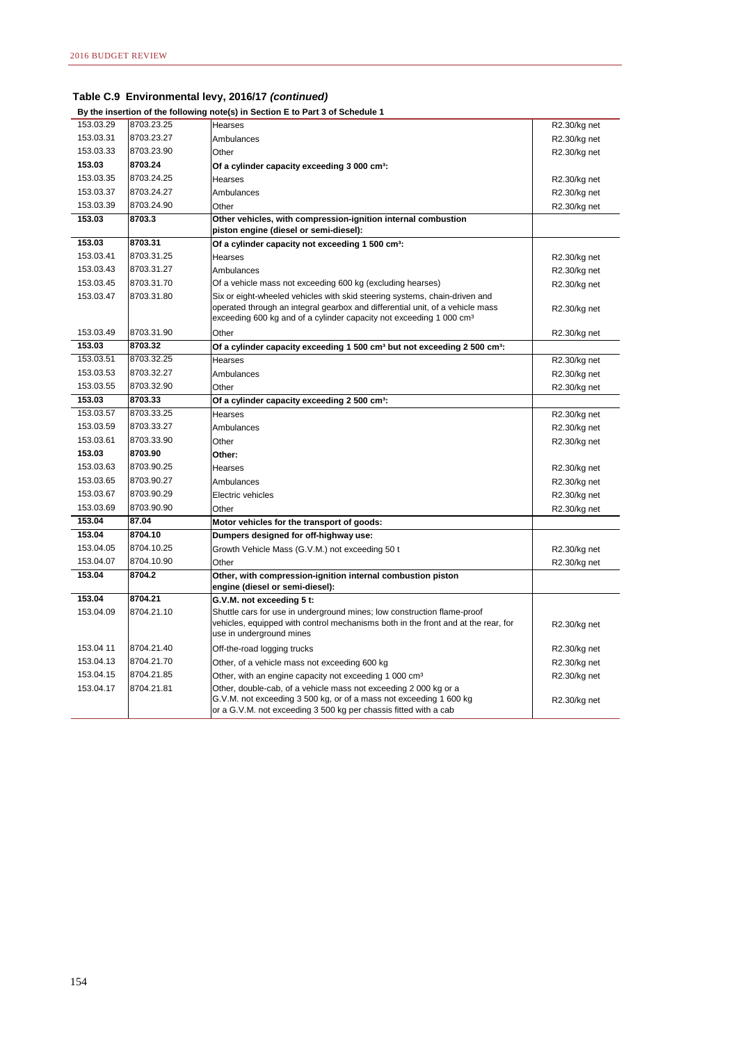## Table C.9 Environmental levy, 2016/17 *(continued)*

**By the insertion of the following note(s) in Section E to Part 3 of Schedule 1**

| | | | |
|---|---|---|---|
| 153.03.29 | 8703.23.25 | Hearses | R2.30/kg net |
| 153.03.31 | 8703.23.27 | Ambulances | R2.30/kg net |
| 153.03.33 | 8703.23.90 | Other | R2.30/kg net |
| **153.03** | **8703.24** | **Of a cylinder capacity exceeding 3 000 cm³:** | |
| 153.03.35 | 8703.24.25 | Hearses | R2.30/kg net |
| 153.03.37 | 8703.24.27 | Ambulances | R2.30/kg net |
| 153.03.39 | 8703.24.90 | Other | R2.30/kg net |
| **153.03** | **8703.3** | **Other vehicles, with compression-ignition internal combustion piston engine (diesel or semi-diesel):** | |
| **153.03** | **8703.31** | **Of a cylinder capacity not exceeding 1 500 cm³:** | |
| 153.03.41 | 8703.31.25 | Hearses | R2.30/kg net |
| 153.03.43 | 8703.31.27 | Ambulances | R2.30/kg net |
| 153.03.45 | 8703.31.70 | Of a vehicle mass not exceeding 600 kg (excluding hearses) | R2.30/kg net |
| 153.03.47 | 8703.31.80 | Six or eight-wheeled vehicles with skid steering systems, chain-driven and operated through an integral gearbox and differential unit, of a vehicle mass exceeding 600 kg and of a cylinder capacity not exceeding 1 000 cm³ | R2.30/kg net |
| 153.03.49 | 8703.31.90 | Other | R2.30/kg net |
| **153.03** | **8703.32** | **Of a cylinder capacity exceeding 1 500 cm³ but not exceeding 2 500 cm³:** | |
| 153.03.51 | 8703.32.25 | Hearses | R2.30/kg net |
| 153.03.53 | 8703.32.27 | Ambulances | R2.30/kg net |
| 153.03.55 | 8703.32.90 | Other | R2.30/kg net |
| **153.03** | **8703.33** | **Of a cylinder capacity exceeding 2 500 cm³:** | |
| 153.03.57 | 8703.33.25 | Hearses | R2.30/kg net |
| 153.03.59 | 8703.33.27 | Ambulances | R2.30/kg net |
| 153.03.61 | 8703.33.90 | Other | R2.30/kg net |
| **153.03** | **8703.90** | **Other:** | |
| 153.03.63 | 8703.90.25 | Hearses | R2.30/kg net |
| 153.03.65 | 8703.90.27 | Ambulances | R2.30/kg net |
| 153.03.67 | 8703.90.29 | Electric vehicles | R2.30/kg net |
| 153.03.69 | 8703.90.90 | Other | R2.30/kg net |
| **153.04** | **87.04** | **Motor vehicles for the transport of goods:** | |
| **153.04** | **8704.10** | **Dumpers designed for off-highway use:** | |
| 153.04.05 | 8704.10.25 | Growth Vehicle Mass (G.V.M.) not exceeding 50 t | R2.30/kg net |
| 153.04.07 | 8704.10.90 | Other | R2.30/kg net |
| **153.04** | **8704.2** | **Other, with compression-ignition internal combustion piston engine (diesel or semi-diesel):** | |
| **153.04** | **8704.21** | **G.V.M. not exceeding 5 t:** | |
| 153.04.09 | 8704.21.10 | Shuttle cars for use in underground mines; low construction flame-proof vehicles, equipped with control mechanisms both in the front and at the rear, for use in underground mines | R2.30/kg net |
| 153.04 11 | 8704.21.40 | Off-the-road logging trucks | R2.30/kg net |
| 153.04.13 | 8704.21.70 | Other, of a vehicle mass not exceeding 600 kg | R2.30/kg net |
| 153.04.15 | 8704.21.85 | Other, with an engine capacity not exceeding 1 000 cm³ | R2.30/kg net |
| 153.04.17 | 8704.21.81 | Other, double-cab, of a vehicle mass not exceeding 2 000 kg or a G.V.M. not exceeding 3 500 kg, or of a mass not exceeding 1 600 kg or a G.V.M. not exceeding 3 500 kg per chassis fitted with a cab | R2.30/kg net |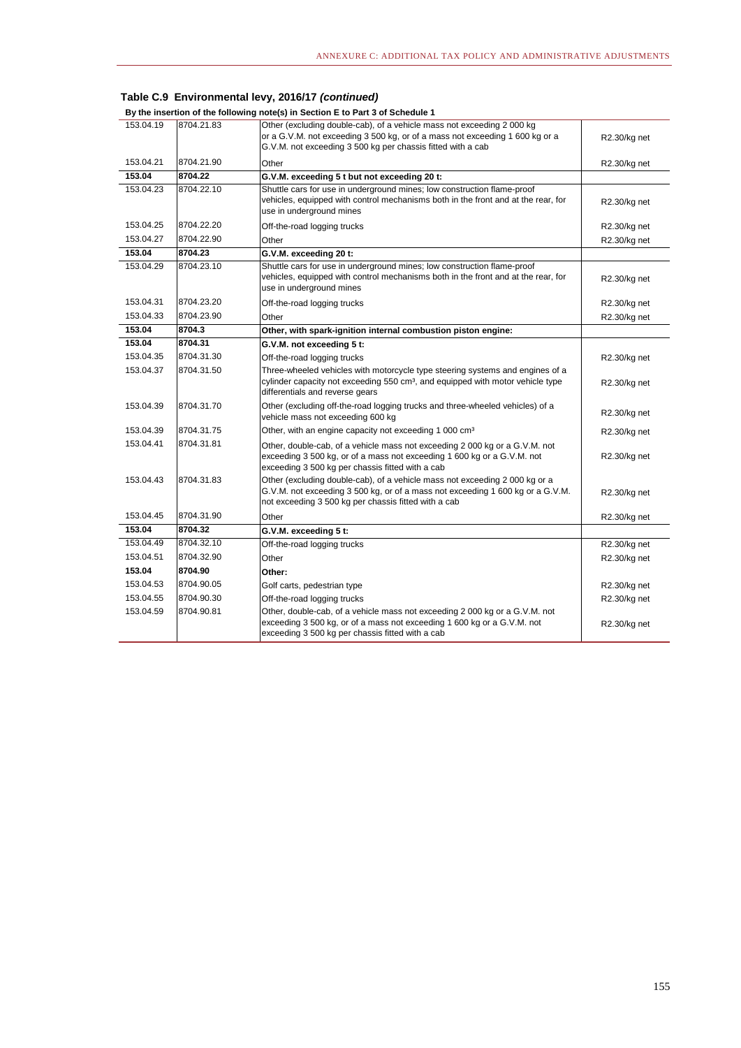**Table C.9 Environmental levy, 2016/17 *(continued)***

**By the insertion of the following note(s) in Section E to Part 3 of Schedule 1**

| | | | |
|---|---|---|---|
| 153.04.19 | 8704.21.83 | Other (excluding double-cab), of a vehicle mass not exceeding 2 000 kg or a G.V.M. not exceeding 3 500 kg, or of a mass not exceeding 1 600 kg or a G.V.M. not exceeding 3 500 kg per chassis fitted with a cab | R2.30/kg net |
| 153.04.21 | 8704.21.90 | Other | R2.30/kg net |
| **153.04** | **8704.22** | **G.V.M. exceeding 5 t but not exceeding 20 t:** | |
| 153.04.23 | 8704.22.10 | Shuttle cars for use in underground mines; low construction flame-proof vehicles, equipped with control mechanisms both in the front and at the rear, for use in underground mines | R2.30/kg net |
| 153.04.25 | 8704.22.20 | Off-the-road logging trucks | R2.30/kg net |
| 153.04.27 | 8704.22.90 | Other | R2.30/kg net |
| **153.04** | **8704.23** | **G.V.M. exceeding 20 t:** | |
| 153.04.29 | 8704.23.10 | Shuttle cars for use in underground mines; low construction flame-proof vehicles, equipped with control mechanisms both in the front and at the rear, for use in underground mines | R2.30/kg net |
| 153.04.31 | 8704.23.20 | Off-the-road logging trucks | R2.30/kg net |
| 153.04.33 | 8704.23.90 | Other | R2.30/kg net |
| **153.04** | **8704.3** | **Other, with spark-ignition internal combustion piston engine:** | |
| **153.04** | **8704.31** | **G.V.M. not exceeding 5 t:** | |
| 153.04.35 | 8704.31.30 | Off-the-road logging trucks | R2.30/kg net |
| 153.04.37 | 8704.31.50 | Three-wheeled vehicles with motorcycle type steering systems and engines of a cylinder capacity not exceeding 550 cm³, and equipped with motor vehicle type differentials and reverse gears | R2.30/kg net |
| 153.04.39 | 8704.31.70 | Other (excluding off-the-road logging trucks and three-wheeled vehicles) of a vehicle mass not exceeding 600 kg | R2.30/kg net |
| 153.04.39 | 8704.31.75 | Other, with an engine capacity not exceeding 1 000 cm³ | R2.30/kg net |
| 153.04.41 | 8704.31.81 | Other, double-cab, of a vehicle mass not exceeding 2 000 kg or a G.V.M. not exceeding 3 500 kg, or of a mass not exceeding 1 600 kg or a G.V.M. not exceeding 3 500 kg per chassis fitted with a cab | R2.30/kg net |
| 153.04.43 | 8704.31.83 | Other (excluding double-cab), of a vehicle mass not exceeding 2 000 kg or a G.V.M. not exceeding 3 500 kg, or of a mass not exceeding 1 600 kg or a G.V.M. not exceeding 3 500 kg per chassis fitted with a cab | R2.30/kg net |
| 153.04.45 | 8704.31.90 | Other | R2.30/kg net |
| **153.04** | **8704.32** | **G.V.M. exceeding 5 t:** | |
| 153.04.49 | 8704.32.10 | Off-the-road logging trucks | R2.30/kg net |
| 153.04.51 | 8704.32.90 | Other | R2.30/kg net |
| **153.04** | **8704.90** | **Other:** | |
| 153.04.53 | 8704.90.05 | Golf carts, pedestrian type | R2.30/kg net |
| 153.04.55 | 8704.90.30 | Off-the-road logging trucks | R2.30/kg net |
| 153.04.59 | 8704.90.81 | Other, double-cab, of a vehicle mass not exceeding 2 000 kg or a G.V.M. not exceeding 3 500 kg, or of a mass not exceeding 1 600 kg or a G.V.M. not exceeding 3 500 kg per chassis fitted with a cab | R2.30/kg net |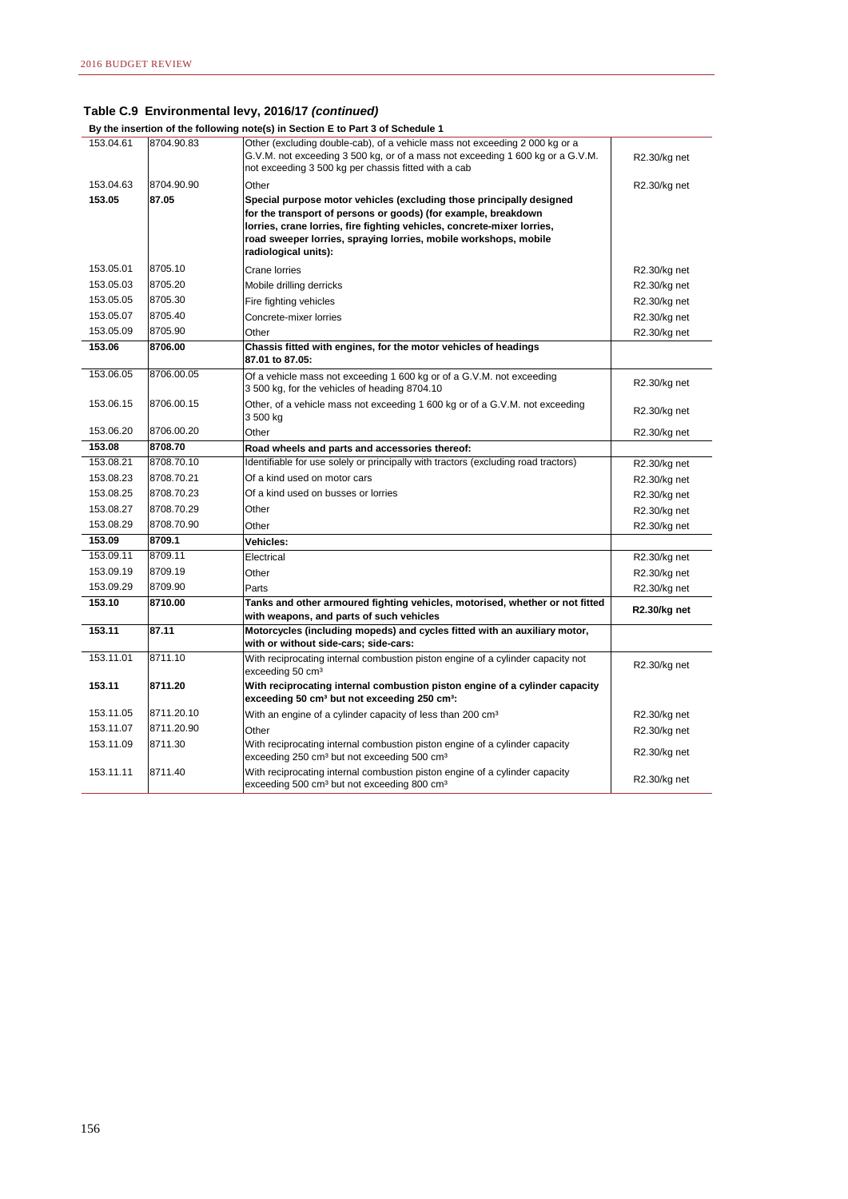### Table C.9 Environmental levy, 2016/17 *(continued)*

**By the insertion of the following note(s) in Section E to Part 3 of Schedule 1**

| | | | |
|---|---|---|---|
| 153.04.61 | 8704.90.83 | Other (excluding double-cab), of a vehicle mass not exceeding 2 000 kg or a G.V.M. not exceeding 3 500 kg, or of a mass not exceeding 1 600 kg or a G.V.M. not exceeding 3 500 kg per chassis fitted with a cab | R2.30/kg net |
| 153.04.63 | 8704.90.90 | Other | R2.30/kg net |
| **153.05** | **87.05** | **Special purpose motor vehicles (excluding those principally designed for the transport of persons or goods) (for example, breakdown lorries, crane lorries, fire fighting vehicles, concrete-mixer lorries, road sweeper lorries, spraying lorries, mobile workshops, mobile radiological units):** | |
| 153.05.01 | 8705.10 | Crane lorries | R2.30/kg net |
| 153.05.03 | 8705.20 | Mobile drilling derricks | R2.30/kg net |
| 153.05.05 | 8705.30 | Fire fighting vehicles | R2.30/kg net |
| 153.05.07 | 8705.40 | Concrete-mixer lorries | R2.30/kg net |
| 153.05.09 | 8705.90 | Other | R2.30/kg net |
| **153.06** | **8706.00** | **Chassis fitted with engines, for the motor vehicles of headings 87.01 to 87.05:** | |
| 153.06.05 | 8706.00.05 | Of a vehicle mass not exceeding 1 600 kg or of a G.V.M. not exceeding 3 500 kg, for the vehicles of heading 8704.10 | R2.30/kg net |
| 153.06.15 | 8706.00.15 | Other, of a vehicle mass not exceeding 1 600 kg or of a G.V.M. not exceeding 3 500 kg | R2.30/kg net |
| 153.06.20 | 8706.00.20 | Other | R2.30/kg net |
| **153.08** | **8708.70** | **Road wheels and parts and accessories thereof:** | |
| 153.08.21 | 8708.70.10 | Identifiable for use solely or principally with tractors (excluding road tractors) | R2.30/kg net |
| 153.08.23 | 8708.70.21 | Of a kind used on motor cars | R2.30/kg net |
| 153.08.25 | 8708.70.23 | Of a kind used on busses or lorries | R2.30/kg net |
| 153.08.27 | 8708.70.29 | Other | R2.30/kg net |
| 153.08.29 | 8708.70.90 | Other | R2.30/kg net |
| **153.09** | **8709.1** | **Vehicles:** | |
| 153.09.11 | 8709.11 | Electrical | R2.30/kg net |
| 153.09.19 | 8709.19 | Other | R2.30/kg net |
| 153.09.29 | 8709.90 | Parts | R2.30/kg net |
| **153.10** | **8710.00** | **Tanks and other armoured fighting vehicles, motorised, whether or not fitted with weapons, and parts of such vehicles** | **R2.30/kg net** |
| **153.11** | **87.11** | **Motorcycles (including mopeds) and cycles fitted with an auxiliary motor, with or without side-cars; side-cars:** | |
| 153.11.01 | 8711.10 | With reciprocating internal combustion piston engine of a cylinder capacity not exceeding 50 cm³ | R2.30/kg net |
| **153.11** | **8711.20** | **With reciprocating internal combustion piston engine of a cylinder capacity exceeding 50 cm³ but not exceeding 250 cm³:** | |
| 153.11.05 | 8711.20.10 | With an engine of a cylinder capacity of less than 200 cm³ | R2.30/kg net |
| 153.11.07 | 8711.20.90 | Other | R2.30/kg net |
| 153.11.09 | 8711.30 | With reciprocating internal combustion piston engine of a cylinder capacity exceeding 250 cm³ but not exceeding 500 cm³ | R2.30/kg net |
| 153.11.11 | 8711.40 | With reciprocating internal combustion piston engine of a cylinder capacity exceeding 500 cm³ but not exceeding 800 cm³ | R2.30/kg net |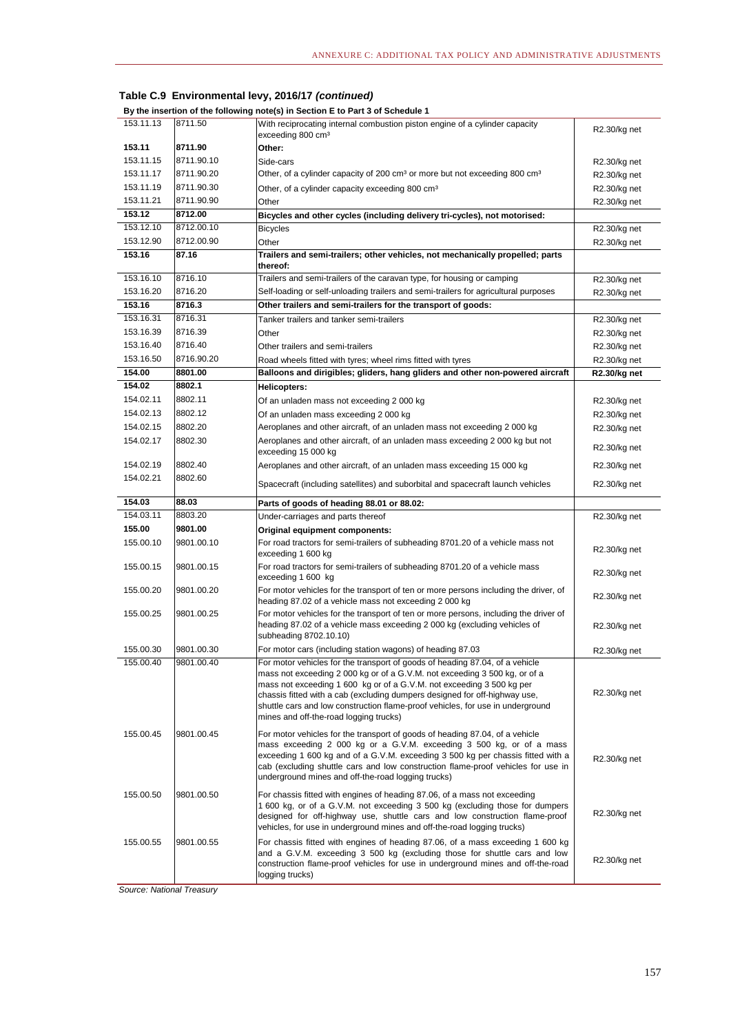## Table C.9 Environmental levy, 2016/17 *(continued)*

**By the insertion of the following note(s) in Section E to Part 3 of Schedule 1**

| | | | |
|---|---|---|---|
| 153.11.13 | 8711.50 | With reciprocating internal combustion piston engine of a cylinder capacity exceeding 800 cm³ | R2.30/kg net |
| **153.11** | **8711.90** | **Other:** | |
| 153.11.15 | 8711.90.10 | Side-cars | R2.30/kg net |
| 153.11.17 | 8711.90.20 | Other, of a cylinder capacity of 200 cm³ or more but not exceeding 800 cm³ | R2.30/kg net |
| 153.11.19 | 8711.90.30 | Other, of a cylinder capacity exceeding 800 cm³ | R2.30/kg net |
| 153.11.21 | 8711.90.90 | Other | R2.30/kg net |
| **153.12** | **8712.00** | **Bicycles and other cycles (including delivery tri-cycles), not motorised:** | |
| 153.12.10 | 8712.00.10 | Bicycles | R2.30/kg net |
| 153.12.90 | 8712.00.90 | Other | R2.30/kg net |
| **153.16** | **87.16** | **Trailers and semi-trailers; other vehicles, not mechanically propelled; parts thereof:** | |
| 153.16.10 | 8716.10 | Trailers and semi-trailers of the caravan type, for housing or camping | R2.30/kg net |
| 153.16.20 | 8716.20 | Self-loading or self-unloading trailers and semi-trailers for agricultural purposes | R2.30/kg net |
| **153.16** | **8716.3** | **Other trailers and semi-trailers for the transport of goods:** | |
| 153.16.31 | 8716.31 | Tanker trailers and tanker semi-trailers | R2.30/kg net |
| 153.16.39 | 8716.39 | Other | R2.30/kg net |
| 153.16.40 | 8716.40 | Other trailers and semi-trailers | R2.30/kg net |
| 153.16.50 | 8716.90.20 | Road wheels fitted with tyres; wheel rims fitted with tyres | R2.30/kg net |
| **154.00** | **8801.00** | **Balloons and dirigibles; gliders, hang gliders and other non-powered aircraft** | **R2.30/kg net** |
| **154.02** | **8802.1** | **Helicopters:** | |
| 154.02.11 | 8802.11 | Of an unladen mass not exceeding 2 000 kg | R2.30/kg net |
| 154.02.13 | 8802.12 | Of an unladen mass exceeding 2 000 kg | R2.30/kg net |
| 154.02.15 | 8802.20 | Aeroplanes and other aircraft, of an unladen mass not exceeding 2 000 kg | R2.30/kg net |
| 154.02.17 | 8802.30 | Aeroplanes and other aircraft, of an unladen mass exceeding 2 000 kg but not exceeding 15 000 kg | R2.30/kg net |
| 154.02.19 | 8802.40 | Aeroplanes and other aircraft, of an unladen mass exceeding 15 000 kg | R2.30/kg net |
| 154.02.21 | 8802.60 | Spacecraft (including satellites) and suborbital and spacecraft launch vehicles | R2.30/kg net |
| **154.03** | **88.03** | **Parts of goods of heading 88.01 or 88.02:** | |
| 154.03.11 | 8803.20 | Under-carriages and parts thereof | R2.30/kg net |
| **155.00** | **9801.00** | **Original equipment components:** | |
| 155.00.10 | 9801.00.10 | For road tractors for semi-trailers of subheading 8701.20 of a vehicle mass not exceeding 1 600 kg | R2.30/kg net |
| 155.00.15 | 9801.00.15 | For road tractors for semi-trailers of subheading 8701.20 of a vehicle mass exceeding 1 600 kg | R2.30/kg net |
| 155.00.20 | 9801.00.20 | For motor vehicles for the transport of ten or more persons including the driver, of heading 87.02 of a vehicle mass not exceeding 2 000 kg | R2.30/kg net |
| 155.00.25 | 9801.00.25 | For motor vehicles for the transport of ten or more persons, including the driver of heading 87.02 of a vehicle mass exceeding 2 000 kg (excluding vehicles of subheading 8702.10.10) | R2.30/kg net |
| 155.00.30 | 9801.00.30 | For motor cars (including station wagons) of heading 87.03 | R2.30/kg net |
| 155.00.40 | 9801.00.40 | For motor vehicles for the transport of goods of heading 87.04, of a vehicle mass not exceeding 2 000 kg or of a G.V.M. not exceeding 3 500 kg, or of a mass not exceeding 1 600 kg or of a G.V.M. not exceeding 3 500 kg per chassis fitted with a cab (excluding dumpers designed for off-highway use, shuttle cars and low construction flame-proof vehicles, for use in underground mines and off-the-road logging trucks) | R2.30/kg net |
| 155.00.45 | 9801.00.45 | For motor vehicles for the transport of goods of heading 87.04, of a vehicle mass exceeding 2 000 kg or a G.V.M. exceeding 3 500 kg, or of a mass exceeding 1 600 kg and of a G.V.M. exceeding 3 500 kg per chassis fitted with a cab (excluding shuttle cars and low construction flame-proof vehicles for use in underground mines and off-the-road logging trucks) | R2.30/kg net |
| 155.00.50 | 9801.00.50 | For chassis fitted with engines of heading 87.06, of a mass not exceeding 1 600 kg, or of a G.V.M. not exceeding 3 500 kg (excluding those for dumpers designed for off-highway use, shuttle cars and low construction flame-proof vehicles, for use in underground mines and off-the-road logging trucks) | R2.30/kg net |
| 155.00.55 | 9801.00.55 | For chassis fitted with engines of heading 87.06, of a mass exceeding 1 600 kg and a G.V.M. exceeding 3 500 kg (excluding those for shuttle cars and low construction flame-proof vehicles for use in underground mines and off-the-road logging trucks) | R2.30/kg net |

*Source: National Treasury*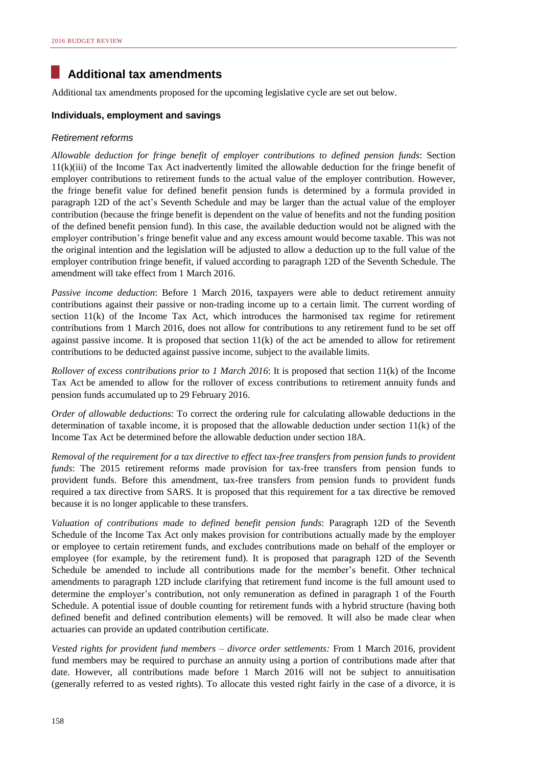## Additional tax amendments

Additional tax amendments proposed for the upcoming legislative cycle are set out below.

### Individuals, employment and savings

#### *Retirement reforms*

*Allowable deduction for fringe benefit of employer contributions to defined pension funds*: Section 11(k)(iii) of the Income Tax Act inadvertently limited the allowable deduction for the fringe benefit of employer contributions to retirement funds to the actual value of the employer contribution. However, the fringe benefit value for defined benefit pension funds is determined by a formula provided in paragraph 12D of the act's Seventh Schedule and may be larger than the actual value of the employer contribution (because the fringe benefit is dependent on the value of benefits and not the funding position of the defined benefit pension fund). In this case, the available deduction would not be aligned with the employer contribution's fringe benefit value and any excess amount would become taxable. This was not the original intention and the legislation will be adjusted to allow a deduction up to the full value of the employer contribution fringe benefit, if valued according to paragraph 12D of the Seventh Schedule. The amendment will take effect from 1 March 2016.

*Passive income deduction*: Before 1 March 2016, taxpayers were able to deduct retirement annuity contributions against their passive or non-trading income up to a certain limit. The current wording of section 11(k) of the Income Tax Act, which introduces the harmonised tax regime for retirement contributions from 1 March 2016, does not allow for contributions to any retirement fund to be set off against passive income. It is proposed that section 11(k) of the act be amended to allow for retirement contributions to be deducted against passive income, subject to the available limits.

*Rollover of excess contributions prior to 1 March 2016*: It is proposed that section 11(k) of the Income Tax Act be amended to allow for the rollover of excess contributions to retirement annuity funds and pension funds accumulated up to 29 February 2016.

*Order of allowable deductions*: To correct the ordering rule for calculating allowable deductions in the determination of taxable income, it is proposed that the allowable deduction under section 11(k) of the Income Tax Act be determined before the allowable deduction under section 18A.

*Removal of the requirement for a tax directive to effect tax-free transfers from pension funds to provident funds*: The 2015 retirement reforms made provision for tax-free transfers from pension funds to provident funds. Before this amendment, tax-free transfers from pension funds to provident funds required a tax directive from SARS. It is proposed that this requirement for a tax directive be removed because it is no longer applicable to these transfers.

*Valuation of contributions made to defined benefit pension funds*: Paragraph 12D of the Seventh Schedule of the Income Tax Act only makes provision for contributions actually made by the employer or employee to certain retirement funds, and excludes contributions made on behalf of the employer or employee (for example, by the retirement fund). It is proposed that paragraph 12D of the Seventh Schedule be amended to include all contributions made for the member's benefit. Other technical amendments to paragraph 12D include clarifying that retirement fund income is the full amount used to determine the employer's contribution, not only remuneration as defined in paragraph 1 of the Fourth Schedule. A potential issue of double counting for retirement funds with a hybrid structure (having both defined benefit and defined contribution elements) will be removed. It will also be made clear when actuaries can provide an updated contribution certificate.

*Vested rights for provident fund members – divorce order settlements:* From 1 March 2016, provident fund members may be required to purchase an annuity using a portion of contributions made after that date. However, all contributions made before 1 March 2016 will not be subject to annuitisation (generally referred to as vested rights). To allocate this vested right fairly in the case of a divorce, it is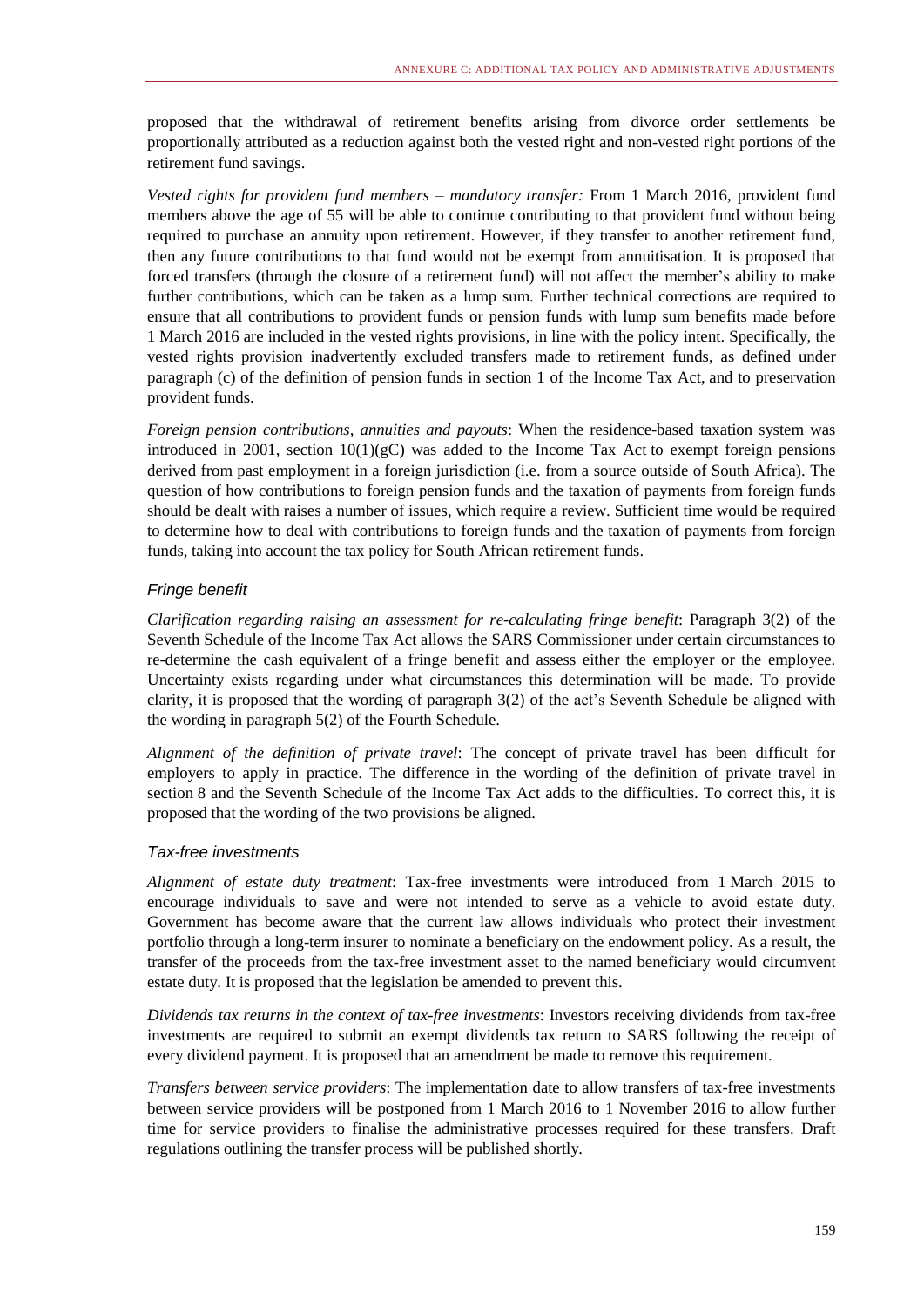proposed that the withdrawal of retirement benefits arising from divorce order settlements be proportionally attributed as a reduction against both the vested right and non-vested right portions of the retirement fund savings.

*Vested rights for provident fund members – mandatory transfer:* From 1 March 2016, provident fund members above the age of 55 will be able to continue contributing to that provident fund without being required to purchase an annuity upon retirement. However, if they transfer to another retirement fund, then any future contributions to that fund would not be exempt from annuitisation. It is proposed that forced transfers (through the closure of a retirement fund) will not affect the member's ability to make further contributions, which can be taken as a lump sum. Further technical corrections are required to ensure that all contributions to provident funds or pension funds with lump sum benefits made before 1 March 2016 are included in the vested rights provisions, in line with the policy intent. Specifically, the vested rights provision inadvertently excluded transfers made to retirement funds, as defined under paragraph (c) of the definition of pension funds in section 1 of the Income Tax Act, and to preservation provident funds.

*Foreign pension contributions, annuities and payouts*: When the residence-based taxation system was introduced in 2001, section 10(1)(gC) was added to the Income Tax Act to exempt foreign pensions derived from past employment in a foreign jurisdiction (i.e. from a source outside of South Africa). The question of how contributions to foreign pension funds and the taxation of payments from foreign funds should be dealt with raises a number of issues, which require a review. Sufficient time would be required to determine how to deal with contributions to foreign funds and the taxation of payments from foreign funds, taking into account the tax policy for South African retirement funds.

### *Fringe benefit*

*Clarification regarding raising an assessment for re-calculating fringe benefit*: Paragraph 3(2) of the Seventh Schedule of the Income Tax Act allows the SARS Commissioner under certain circumstances to re-determine the cash equivalent of a fringe benefit and assess either the employer or the employee. Uncertainty exists regarding under what circumstances this determination will be made. To provide clarity, it is proposed that the wording of paragraph 3(2) of the act's Seventh Schedule be aligned with the wording in paragraph 5(2) of the Fourth Schedule.

*Alignment of the definition of private travel*: The concept of private travel has been difficult for employers to apply in practice. The difference in the wording of the definition of private travel in section 8 and the Seventh Schedule of the Income Tax Act adds to the difficulties. To correct this, it is proposed that the wording of the two provisions be aligned.

### *Tax-free investments*

*Alignment of estate duty treatment*: Tax-free investments were introduced from 1 March 2015 to encourage individuals to save and were not intended to serve as a vehicle to avoid estate duty. Government has become aware that the current law allows individuals who protect their investment portfolio through a long-term insurer to nominate a beneficiary on the endowment policy. As a result, the transfer of the proceeds from the tax-free investment asset to the named beneficiary would circumvent estate duty. It is proposed that the legislation be amended to prevent this.

*Dividends tax returns in the context of tax-free investments*: Investors receiving dividends from tax-free investments are required to submit an exempt dividends tax return to SARS following the receipt of every dividend payment. It is proposed that an amendment be made to remove this requirement.

*Transfers between service providers*: The implementation date to allow transfers of tax-free investments between service providers will be postponed from 1 March 2016 to 1 November 2016 to allow further time for service providers to finalise the administrative processes required for these transfers. Draft regulations outlining the transfer process will be published shortly.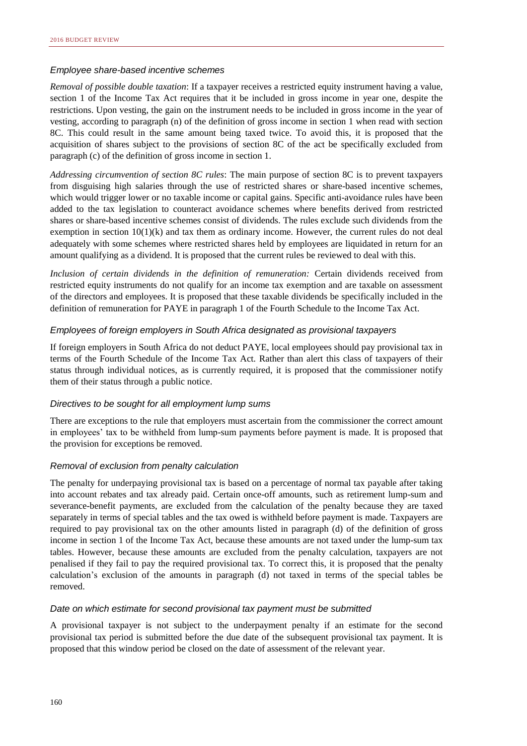### *Employee share-based incentive schemes*

*Removal of possible double taxation*: If a taxpayer receives a restricted equity instrument having a value, section 1 of the Income Tax Act requires that it be included in gross income in year one, despite the restrictions. Upon vesting, the gain on the instrument needs to be included in gross income in the year of vesting, according to paragraph (n) of the definition of gross income in section 1 when read with section 8C. This could result in the same amount being taxed twice. To avoid this, it is proposed that the acquisition of shares subject to the provisions of section 8C of the act be specifically excluded from paragraph (c) of the definition of gross income in section 1.

*Addressing circumvention of section 8C rules*: The main purpose of section 8C is to prevent taxpayers from disguising high salaries through the use of restricted shares or share-based incentive schemes, which would trigger lower or no taxable income or capital gains. Specific anti-avoidance rules have been added to the tax legislation to counteract avoidance schemes where benefits derived from restricted shares or share-based incentive schemes consist of dividends. The rules exclude such dividends from the exemption in section 10(1)(k) and tax them as ordinary income. However, the current rules do not deal adequately with some schemes where restricted shares held by employees are liquidated in return for an amount qualifying as a dividend. It is proposed that the current rules be reviewed to deal with this.

*Inclusion of certain dividends in the definition of remuneration:* Certain dividends received from restricted equity instruments do not qualify for an income tax exemption and are taxable on assessment of the directors and employees. It is proposed that these taxable dividends be specifically included in the definition of remuneration for PAYE in paragraph 1 of the Fourth Schedule to the Income Tax Act.

### *Employees of foreign employers in South Africa designated as provisional taxpayers*

If foreign employers in South Africa do not deduct PAYE, local employees should pay provisional tax in terms of the Fourth Schedule of the Income Tax Act. Rather than alert this class of taxpayers of their status through individual notices, as is currently required, it is proposed that the commissioner notify them of their status through a public notice.

### *Directives to be sought for all employment lump sums*

There are exceptions to the rule that employers must ascertain from the commissioner the correct amount in employees' tax to be withheld from lump-sum payments before payment is made. It is proposed that the provision for exceptions be removed.

### *Removal of exclusion from penalty calculation*

The penalty for underpaying provisional tax is based on a percentage of normal tax payable after taking into account rebates and tax already paid. Certain once-off amounts, such as retirement lump-sum and severance-benefit payments, are excluded from the calculation of the penalty because they are taxed separately in terms of special tables and the tax owed is withheld before payment is made. Taxpayers are required to pay provisional tax on the other amounts listed in paragraph (d) of the definition of gross income in section 1 of the Income Tax Act, because these amounts are not taxed under the lump-sum tax tables. However, because these amounts are excluded from the penalty calculation, taxpayers are not penalised if they fail to pay the required provisional tax. To correct this, it is proposed that the penalty calculation's exclusion of the amounts in paragraph (d) not taxed in terms of the special tables be removed.

### *Date on which estimate for second provisional tax payment must be submitted*

A provisional taxpayer is not subject to the underpayment penalty if an estimate for the second provisional tax period is submitted before the due date of the subsequent provisional tax payment. It is proposed that this window period be closed on the date of assessment of the relevant year.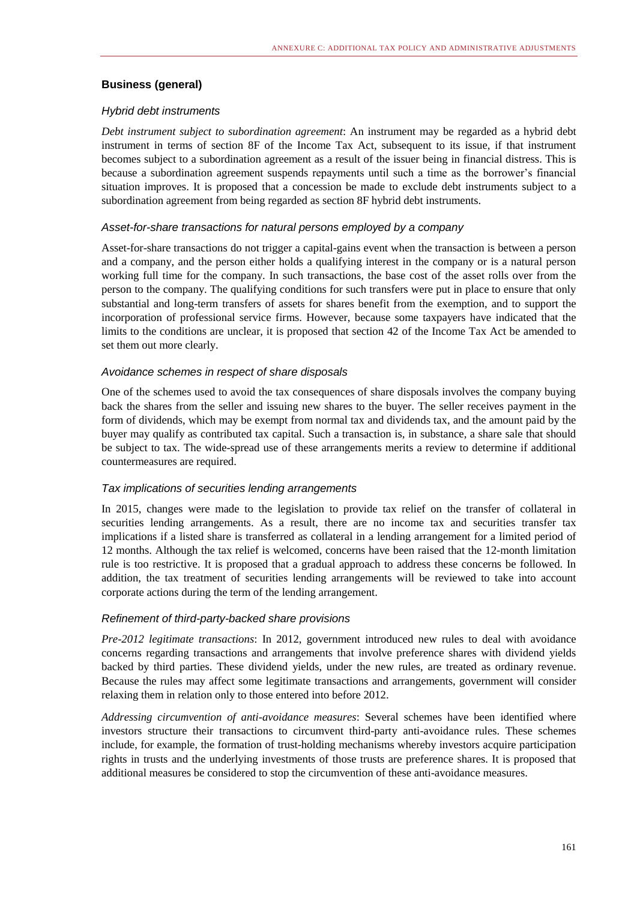### Business (general)

#### *Hybrid debt instruments*

*Debt instrument subject to subordination agreement*: An instrument may be regarded as a hybrid debt instrument in terms of section 8F of the Income Tax Act, subsequent to its issue, if that instrument becomes subject to a subordination agreement as a result of the issuer being in financial distress. This is because a subordination agreement suspends repayments until such a time as the borrower's financial situation improves. It is proposed that a concession be made to exclude debt instruments subject to a subordination agreement from being regarded as section 8F hybrid debt instruments.

#### *Asset-for-share transactions for natural persons employed by a company*

Asset-for-share transactions do not trigger a capital-gains event when the transaction is between a person and a company, and the person either holds a qualifying interest in the company or is a natural person working full time for the company. In such transactions, the base cost of the asset rolls over from the person to the company. The qualifying conditions for such transfers were put in place to ensure that only substantial and long-term transfers of assets for shares benefit from the exemption, and to support the incorporation of professional service firms. However, because some taxpayers have indicated that the limits to the conditions are unclear, it is proposed that section 42 of the Income Tax Act be amended to set them out more clearly.

#### *Avoidance schemes in respect of share disposals*

One of the schemes used to avoid the tax consequences of share disposals involves the company buying back the shares from the seller and issuing new shares to the buyer. The seller receives payment in the form of dividends, which may be exempt from normal tax and dividends tax, and the amount paid by the buyer may qualify as contributed tax capital. Such a transaction is, in substance, a share sale that should be subject to tax. The wide-spread use of these arrangements merits a review to determine if additional countermeasures are required.

#### *Tax implications of securities lending arrangements*

In 2015, changes were made to the legislation to provide tax relief on the transfer of collateral in securities lending arrangements. As a result, there are no income tax and securities transfer tax implications if a listed share is transferred as collateral in a lending arrangement for a limited period of 12 months. Although the tax relief is welcomed, concerns have been raised that the 12-month limitation rule is too restrictive. It is proposed that a gradual approach to address these concerns be followed. In addition, the tax treatment of securities lending arrangements will be reviewed to take into account corporate actions during the term of the lending arrangement.

#### *Refinement of third-party-backed share provisions*

*Pre-2012 legitimate transactions*: In 2012, government introduced new rules to deal with avoidance concerns regarding transactions and arrangements that involve preference shares with dividend yields backed by third parties. These dividend yields, under the new rules, are treated as ordinary revenue. Because the rules may affect some legitimate transactions and arrangements, government will consider relaxing them in relation only to those entered into before 2012.

*Addressing circumvention of anti-avoidance measures*: Several schemes have been identified where investors structure their transactions to circumvent third-party anti-avoidance rules. These schemes include, for example, the formation of trust-holding mechanisms whereby investors acquire participation rights in trusts and the underlying investments of those trusts are preference shares. It is proposed that additional measures be considered to stop the circumvention of these anti-avoidance measures.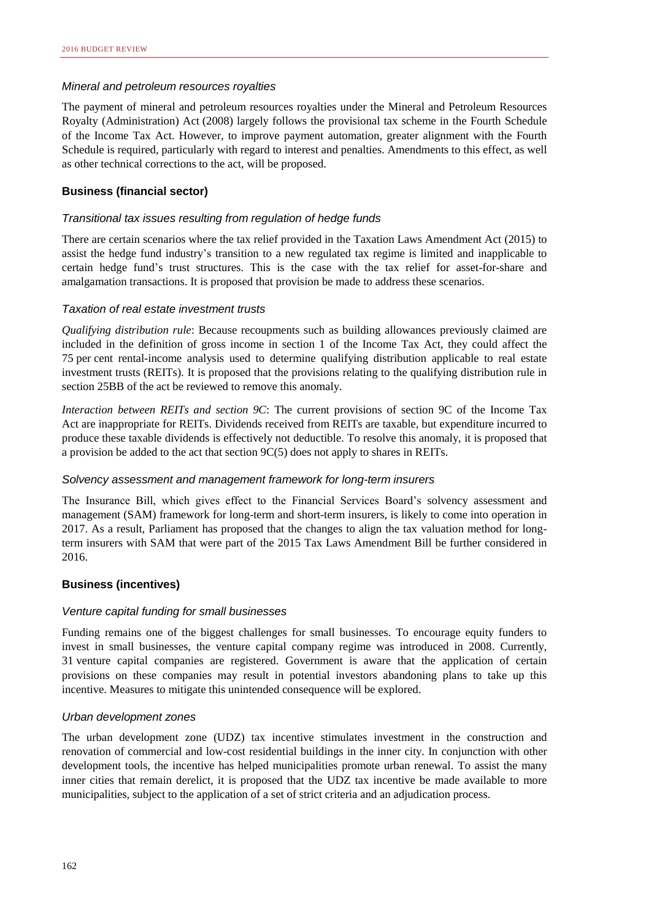*Mineral and petroleum resources royalties*

The payment of mineral and petroleum resources royalties under the Mineral and Petroleum Resources Royalty (Administration) Act (2008) largely follows the provisional tax scheme in the Fourth Schedule of the Income Tax Act. However, to improve payment automation, greater alignment with the Fourth Schedule is required, particularly with regard to interest and penalties. Amendments to this effect, as well as other technical corrections to the act, will be proposed.

### Business (financial sector)

*Transitional tax issues resulting from regulation of hedge funds*

There are certain scenarios where the tax relief provided in the Taxation Laws Amendment Act (2015) to assist the hedge fund industry's transition to a new regulated tax regime is limited and inapplicable to certain hedge fund's trust structures. This is the case with the tax relief for asset-for-share and amalgamation transactions. It is proposed that provision be made to address these scenarios.

*Taxation of real estate investment trusts*

*Qualifying distribution rule*: Because recoupments such as building allowances previously claimed are included in the definition of gross income in section 1 of the Income Tax Act, they could affect the 75 per cent rental-income analysis used to determine qualifying distribution applicable to real estate investment trusts (REITs). It is proposed that the provisions relating to the qualifying distribution rule in section 25BB of the act be reviewed to remove this anomaly.

*Interaction between REITs and section 9C*: The current provisions of section 9C of the Income Tax Act are inappropriate for REITs. Dividends received from REITs are taxable, but expenditure incurred to produce these taxable dividends is effectively not deductible. To resolve this anomaly, it is proposed that a provision be added to the act that section 9C(5) does not apply to shares in REITs.

*Solvency assessment and management framework for long-term insurers*

The Insurance Bill, which gives effect to the Financial Services Board's solvency assessment and management (SAM) framework for long-term and short-term insurers, is likely to come into operation in 2017. As a result, Parliament has proposed that the changes to align the tax valuation method for long-term insurers with SAM that were part of the 2015 Tax Laws Amendment Bill be further considered in 2016.

### Business (incentives)

*Venture capital funding for small businesses*

Funding remains one of the biggest challenges for small businesses. To encourage equity funders to invest in small businesses, the venture capital company regime was introduced in 2008. Currently, 31 venture capital companies are registered. Government is aware that the application of certain provisions on these companies may result in potential investors abandoning plans to take up this incentive. Measures to mitigate this unintended consequence will be explored.

*Urban development zones*

The urban development zone (UDZ) tax incentive stimulates investment in the construction and renovation of commercial and low-cost residential buildings in the inner city. In conjunction with other development tools, the incentive has helped municipalities promote urban renewal. To assist the many inner cities that remain derelict, it is proposed that the UDZ tax incentive be made available to more municipalities, subject to the application of a set of strict criteria and an adjudication process.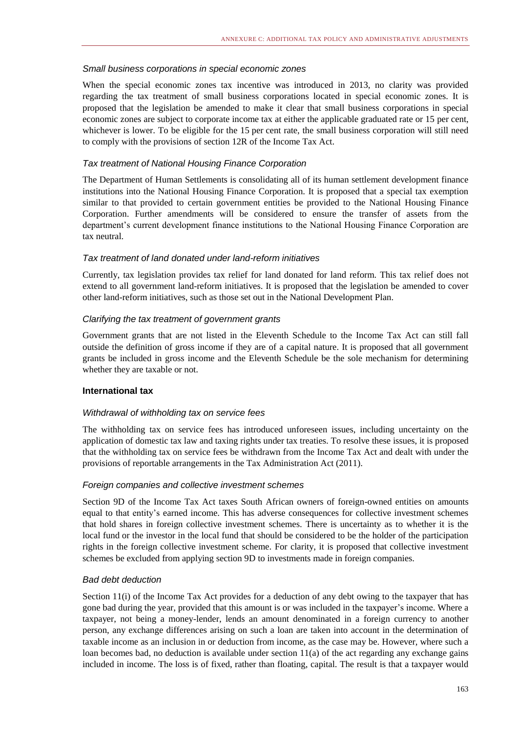#### *Small business corporations in special economic zones*

When the special economic zones tax incentive was introduced in 2013, no clarity was provided regarding the tax treatment of small business corporations located in special economic zones. It is proposed that the legislation be amended to make it clear that small business corporations in special economic zones are subject to corporate income tax at either the applicable graduated rate or 15 per cent, whichever is lower. To be eligible for the 15 per cent rate, the small business corporation will still need to comply with the provisions of section 12R of the Income Tax Act.

#### *Tax treatment of National Housing Finance Corporation*

The Department of Human Settlements is consolidating all of its human settlement development finance institutions into the National Housing Finance Corporation. It is proposed that a special tax exemption similar to that provided to certain government entities be provided to the National Housing Finance Corporation. Further amendments will be considered to ensure the transfer of assets from the department's current development finance institutions to the National Housing Finance Corporation are tax neutral.

#### *Tax treatment of land donated under land-reform initiatives*

Currently, tax legislation provides tax relief for land donated for land reform. This tax relief does not extend to all government land-reform initiatives. It is proposed that the legislation be amended to cover other land-reform initiatives, such as those set out in the National Development Plan.

#### *Clarifying the tax treatment of government grants*

Government grants that are not listed in the Eleventh Schedule to the Income Tax Act can still fall outside the definition of gross income if they are of a capital nature. It is proposed that all government grants be included in gross income and the Eleventh Schedule be the sole mechanism for determining whether they are taxable or not.

### **International tax**

#### *Withdrawal of withholding tax on service fees*

The withholding tax on service fees has introduced unforeseen issues, including uncertainty on the application of domestic tax law and taxing rights under tax treaties. To resolve these issues, it is proposed that the withholding tax on service fees be withdrawn from the Income Tax Act and dealt with under the provisions of reportable arrangements in the Tax Administration Act (2011).

#### *Foreign companies and collective investment schemes*

Section 9D of the Income Tax Act taxes South African owners of foreign-owned entities on amounts equal to that entity's earned income. This has adverse consequences for collective investment schemes that hold shares in foreign collective investment schemes. There is uncertainty as to whether it is the local fund or the investor in the local fund that should be considered to be the holder of the participation rights in the foreign collective investment scheme. For clarity, it is proposed that collective investment schemes be excluded from applying section 9D to investments made in foreign companies.

#### *Bad debt deduction*

Section 11(i) of the Income Tax Act provides for a deduction of any debt owing to the taxpayer that has gone bad during the year, provided that this amount is or was included in the taxpayer's income. Where a taxpayer, not being a money-lender, lends an amount denominated in a foreign currency to another person, any exchange differences arising on such a loan are taken into account in the determination of taxable income as an inclusion in or deduction from income, as the case may be. However, where such a loan becomes bad, no deduction is available under section 11(a) of the act regarding any exchange gains included in income. The loss is of fixed, rather than floating, capital. The result is that a taxpayer would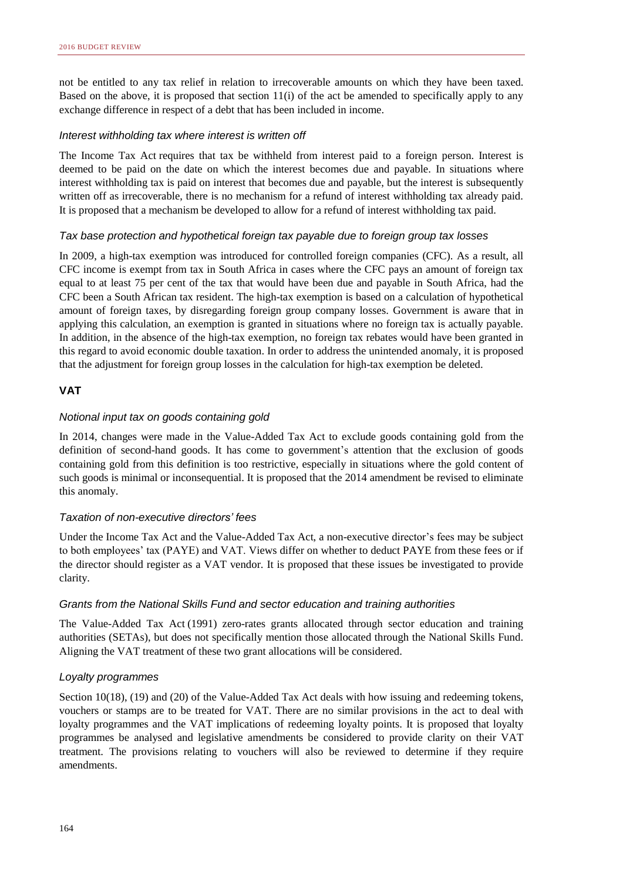not be entitled to any tax relief in relation to irrecoverable amounts on which they have been taxed. Based on the above, it is proposed that section 11(i) of the act be amended to specifically apply to any exchange difference in respect of a debt that has been included in income.

*Interest withholding tax where interest is written off*

The Income Tax Act requires that tax be withheld from interest paid to a foreign person. Interest is deemed to be paid on the date on which the interest becomes due and payable. In situations where interest withholding tax is paid on interest that becomes due and payable, but the interest is subsequently written off as irrecoverable, there is no mechanism for a refund of interest withholding tax already paid. It is proposed that a mechanism be developed to allow for a refund of interest withholding tax paid.

*Tax base protection and hypothetical foreign tax payable due to foreign group tax losses*

In 2009, a high-tax exemption was introduced for controlled foreign companies (CFC). As a result, all CFC income is exempt from tax in South Africa in cases where the CFC pays an amount of foreign tax equal to at least 75 per cent of the tax that would have been due and payable in South Africa, had the CFC been a South African tax resident. The high-tax exemption is based on a calculation of hypothetical amount of foreign taxes, by disregarding foreign group company losses. Government is aware that in applying this calculation, an exemption is granted in situations where no foreign tax is actually payable. In addition, in the absence of the high-tax exemption, no foreign tax rebates would have been granted in this regard to avoid economic double taxation. In order to address the unintended anomaly, it is proposed that the adjustment for foreign group losses in the calculation for high-tax exemption be deleted.

**VAT**

*Notional input tax on goods containing gold*

In 2014, changes were made in the Value-Added Tax Act to exclude goods containing gold from the definition of second-hand goods. It has come to government's attention that the exclusion of goods containing gold from this definition is too restrictive, especially in situations where the gold content of such goods is minimal or inconsequential. It is proposed that the 2014 amendment be revised to eliminate this anomaly.

*Taxation of non-executive directors' fees*

Under the Income Tax Act and the Value-Added Tax Act, a non-executive director's fees may be subject to both employees' tax (PAYE) and VAT. Views differ on whether to deduct PAYE from these fees or if the director should register as a VAT vendor. It is proposed that these issues be investigated to provide clarity.

*Grants from the National Skills Fund and sector education and training authorities*

The Value-Added Tax Act (1991) zero-rates grants allocated through sector education and training authorities (SETAs), but does not specifically mention those allocated through the National Skills Fund. Aligning the VAT treatment of these two grant allocations will be considered.

*Loyalty programmes*

Section 10(18), (19) and (20) of the Value-Added Tax Act deals with how issuing and redeeming tokens, vouchers or stamps are to be treated for VAT. There are no similar provisions in the act to deal with loyalty programmes and the VAT implications of redeeming loyalty points. It is proposed that loyalty programmes be analysed and legislative amendments be considered to provide clarity on their VAT treatment. The provisions relating to vouchers will also be reviewed to determine if they require amendments.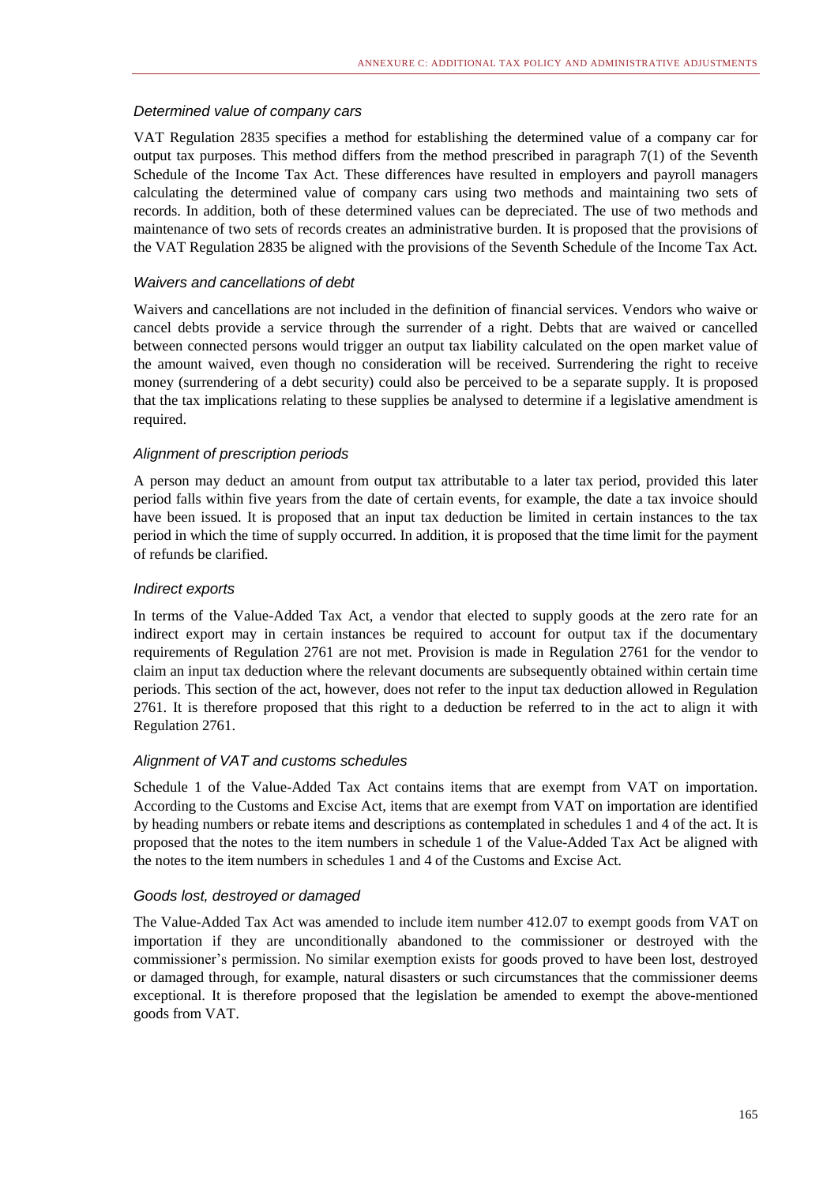### *Determined value of company cars*

VAT Regulation 2835 specifies a method for establishing the determined value of a company car for output tax purposes. This method differs from the method prescribed in paragraph 7(1) of the Seventh Schedule of the Income Tax Act. These differences have resulted in employers and payroll managers calculating the determined value of company cars using two methods and maintaining two sets of records. In addition, both of these determined values can be depreciated. The use of two methods and maintenance of two sets of records creates an administrative burden. It is proposed that the provisions of the VAT Regulation 2835 be aligned with the provisions of the Seventh Schedule of the Income Tax Act.

### *Waivers and cancellations of debt*

Waivers and cancellations are not included in the definition of financial services. Vendors who waive or cancel debts provide a service through the surrender of a right. Debts that are waived or cancelled between connected persons would trigger an output tax liability calculated on the open market value of the amount waived, even though no consideration will be received. Surrendering the right to receive money (surrendering of a debt security) could also be perceived to be a separate supply. It is proposed that the tax implications relating to these supplies be analysed to determine if a legislative amendment is required.

### *Alignment of prescription periods*

A person may deduct an amount from output tax attributable to a later tax period, provided this later period falls within five years from the date of certain events, for example, the date a tax invoice should have been issued. It is proposed that an input tax deduction be limited in certain instances to the tax period in which the time of supply occurred. In addition, it is proposed that the time limit for the payment of refunds be clarified.

### *Indirect exports*

In terms of the Value-Added Tax Act, a vendor that elected to supply goods at the zero rate for an indirect export may in certain instances be required to account for output tax if the documentary requirements of Regulation 2761 are not met. Provision is made in Regulation 2761 for the vendor to claim an input tax deduction where the relevant documents are subsequently obtained within certain time periods. This section of the act, however, does not refer to the input tax deduction allowed in Regulation 2761. It is therefore proposed that this right to a deduction be referred to in the act to align it with Regulation 2761.

### *Alignment of VAT and customs schedules*

Schedule 1 of the Value-Added Tax Act contains items that are exempt from VAT on importation. According to the Customs and Excise Act, items that are exempt from VAT on importation are identified by heading numbers or rebate items and descriptions as contemplated in schedules 1 and 4 of the act. It is proposed that the notes to the item numbers in schedule 1 of the Value-Added Tax Act be aligned with the notes to the item numbers in schedules 1 and 4 of the Customs and Excise Act.

### *Goods lost, destroyed or damaged*

The Value-Added Tax Act was amended to include item number 412.07 to exempt goods from VAT on importation if they are unconditionally abandoned to the commissioner or destroyed with the commissioner's permission. No similar exemption exists for goods proved to have been lost, destroyed or damaged through, for example, natural disasters or such circumstances that the commissioner deems exceptional. It is therefore proposed that the legislation be amended to exempt the above-mentioned goods from VAT.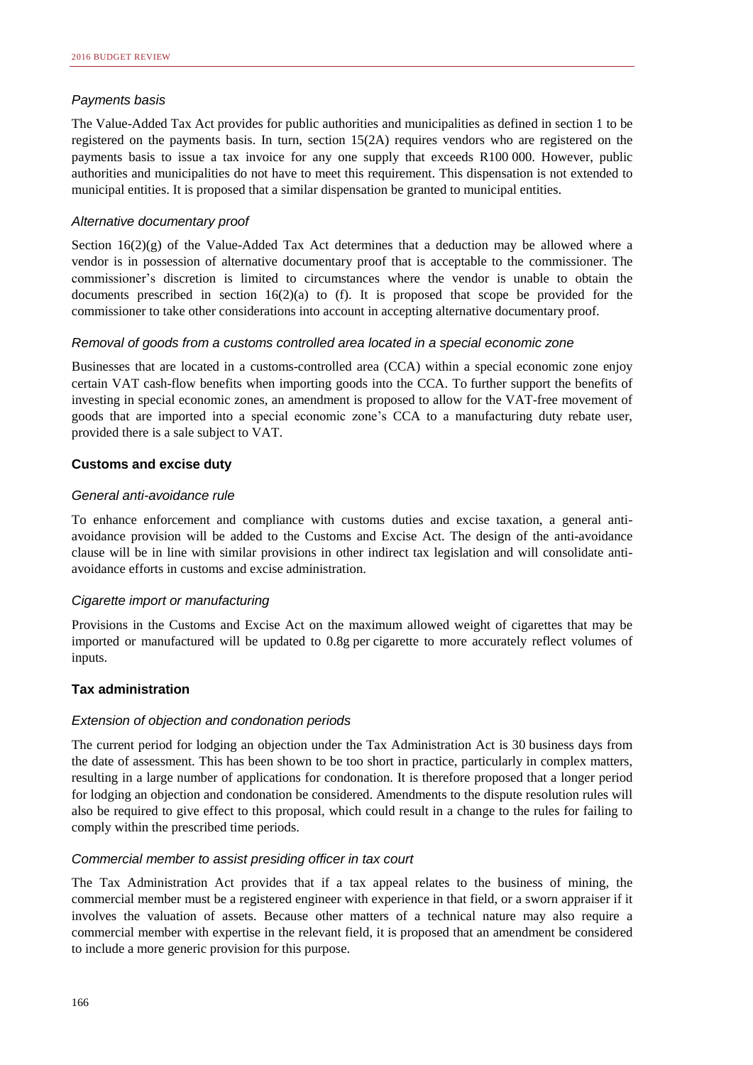*Payments basis*

The Value-Added Tax Act provides for public authorities and municipalities as defined in section 1 to be registered on the payments basis. In turn, section 15(2A) requires vendors who are registered on the payments basis to issue a tax invoice for any one supply that exceeds R100 000. However, public authorities and municipalities do not have to meet this requirement. This dispensation is not extended to municipal entities. It is proposed that a similar dispensation be granted to municipal entities.

*Alternative documentary proof*

Section 16(2)(g) of the Value-Added Tax Act determines that a deduction may be allowed where a vendor is in possession of alternative documentary proof that is acceptable to the commissioner. The commissioner's discretion is limited to circumstances where the vendor is unable to obtain the documents prescribed in section 16(2)(a) to (f). It is proposed that scope be provided for the commissioner to take other considerations into account in accepting alternative documentary proof.

*Removal of goods from a customs controlled area located in a special economic zone*

Businesses that are located in a customs-controlled area (CCA) within a special economic zone enjoy certain VAT cash-flow benefits when importing goods into the CCA. To further support the benefits of investing in special economic zones, an amendment is proposed to allow for the VAT-free movement of goods that are imported into a special economic zone's CCA to a manufacturing duty rebate user, provided there is a sale subject to VAT.

**Customs and excise duty**

*General anti-avoidance rule*

To enhance enforcement and compliance with customs duties and excise taxation, a general anti-avoidance provision will be added to the Customs and Excise Act. The design of the anti-avoidance clause will be in line with similar provisions in other indirect tax legislation and will consolidate anti-avoidance efforts in customs and excise administration.

*Cigarette import or manufacturing*

Provisions in the Customs and Excise Act on the maximum allowed weight of cigarettes that may be imported or manufactured will be updated to 0.8g per cigarette to more accurately reflect volumes of inputs.

**Tax administration**

*Extension of objection and condonation periods*

The current period for lodging an objection under the Tax Administration Act is 30 business days from the date of assessment. This has been shown to be too short in practice, particularly in complex matters, resulting in a large number of applications for condonation. It is therefore proposed that a longer period for lodging an objection and condonation be considered. Amendments to the dispute resolution rules will also be required to give effect to this proposal, which could result in a change to the rules for failing to comply within the prescribed time periods.

*Commercial member to assist presiding officer in tax court*

The Tax Administration Act provides that if a tax appeal relates to the business of mining, the commercial member must be a registered engineer with experience in that field, or a sworn appraiser if it involves the valuation of assets. Because other matters of a technical nature may also require a commercial member with expertise in the relevant field, it is proposed that an amendment be considered to include a more generic provision for this purpose.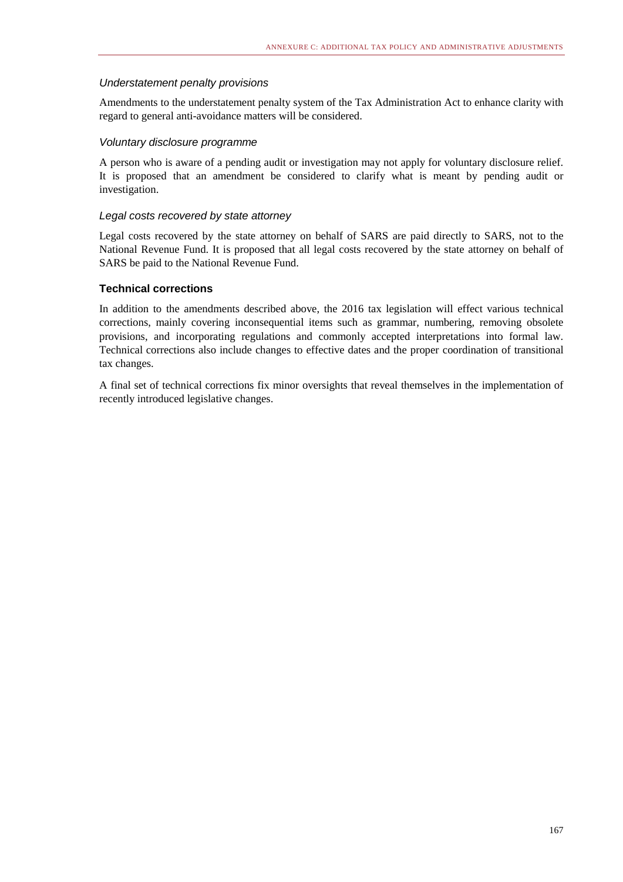*Understatement penalty provisions*

Amendments to the understatement penalty system of the Tax Administration Act to enhance clarity with regard to general anti-avoidance matters will be considered.

*Voluntary disclosure programme*

A person who is aware of a pending audit or investigation may not apply for voluntary disclosure relief. It is proposed that an amendment be considered to clarify what is meant by pending audit or investigation.

*Legal costs recovered by state attorney*

Legal costs recovered by the state attorney on behalf of SARS are paid directly to SARS, not to the National Revenue Fund. It is proposed that all legal costs recovered by the state attorney on behalf of SARS be paid to the National Revenue Fund.

### Technical corrections

In addition to the amendments described above, the 2016 tax legislation will effect various technical corrections, mainly covering inconsequential items such as grammar, numbering, removing obsolete provisions, and incorporating regulations and commonly accepted interpretations into formal law. Technical corrections also include changes to effective dates and the proper coordination of transitional tax changes.

A final set of technical corrections fix minor oversights that reveal themselves in the implementation of recently introduced legislative changes.